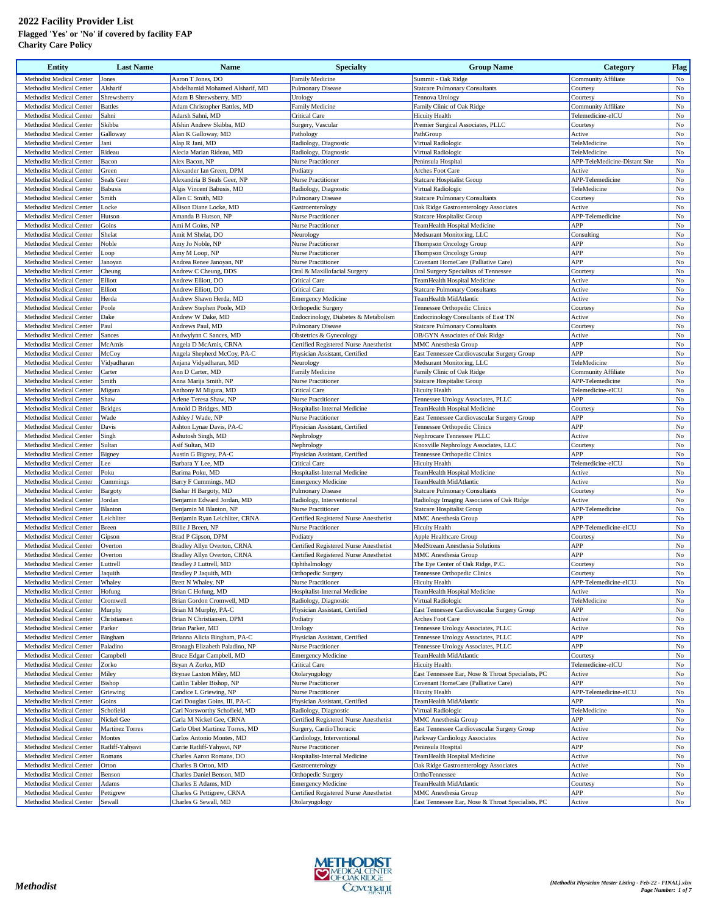# 2022 Facility Provider List

**Flagged 'Yes' or 'No' if covered by facility FAP**

**Charity Care Policy**

| Entity | Last Name | Name | Specialty | Group Name | Category | Flag |
|---|---|---|---|---|---|---|
| Methodist Medical Center | Jones | Aaron T Jones, DO | Family Medicine | Summit - Oak Ridge | Community Affiliate | No |
| Methodist Medical Center | Alsharif | Abdelhamid Mohamed Alsharif, MD | Pulmonary Disease | Statcare Pulmonary Consultants | Courtesy | No |
| Methodist Medical Center | Shrewsberry | Adam B Shrewsberry, MD | Urology | Tennova Urology | Courtesy | No |
| Methodist Medical Center | Battles | Adam Christopher Battles, MD | Family Medicine | Family Clinic of Oak Ridge | Community Affiliate | No |
| Methodist Medical Center | Sahni | Adarsh Sahni, MD | Critical Care | Hicuity Health | Telemedicine-eICU | No |
| Methodist Medical Center | Skibba | Afshin Andrew Skibba, MD | Surgery, Vascular | Premier Surgical Associates, PLLC | Courtesy | No |
| Methodist Medical Center | Galloway | Alan K Galloway, MD | Pathology | PathGroup | Active | No |
| Methodist Medical Center | Jani | Alap R Jani, MD | Radiology, Diagnostic | Virtual Radiologic | TeleMedicine | No |
| Methodist Medical Center | Rideau | Alecia Marian Rideau, MD | Radiology, Diagnostic | Virtual Radiologic | TeleMedicine | No |
| Methodist Medical Center | Bacon | Alex Bacon, NP | Nurse Practitioner | Peninsula Hospital | APP-TeleMedicine-Distant Site | No |
| Methodist Medical Center | Green | Alexander Ian Green, DPM | Podiatry | Arches Foot Care | Active | No |
| Methodist Medical Center | Seals Geer | Alexandria B Seals Geer, NP | Nurse Practitioner | Statcare Hospitalist Group | APP-Telemedicine | No |
| Methodist Medical Center | Babusis | Algis Vincent Babusis, MD | Radiology, Diagnostic | Virtual Radiologic | TeleMedicine | No |
| Methodist Medical Center | Smith | Allen C Smith, MD | Pulmonary Disease | Statcare Pulmonary Consultants | Courtesy | No |
| Methodist Medical Center | Locke | Allison Diane Locke, MD | Gastroenterology | Oak Ridge Gastroenterology Associates | Active | No |
| Methodist Medical Center | Hutson | Amanda B Hutson, NP | Nurse Practitioner | Statcare Hospitalist Group | APP-Telemedicine | No |
| Methodist Medical Center | Goins | Ami M Goins, NP | Nurse Practitioner | TeamHealth Hospital Medicine | APP | No |
| Methodist Medical Center | Shelat | Amit M Shelat, DO | Neurology | Medsurant Monitoring, LLC | Consulting | No |
| Methodist Medical Center | Noble | Amy Jo Noble, NP | Nurse Practitioner | Thompson Oncology Group | APP | No |
| Methodist Medical Center | Loop | Amy M Loop, NP | Nurse Practitioner | Thompson Oncology Group | APP | No |
| Methodist Medical Center | Janoyan | Andrea Renee Janoyan, NP | Nurse Practitioner | Covenant HomeCare (Palliative Care) | APP | No |
| Methodist Medical Center | Cheung | Andrew C Cheung, DDS | Oral & Maxillofacial Surgery | Oral Surgery Specialists of Tennessee | Courtesy | No |
| Methodist Medical Center | Elliott | Andrew Elliott, DO | Critical Care | TeamHealth Hospital Medicine | Active | No |
| Methodist Medical Center | Elliott | Andrew Elliott, DO | Critical Care | Statcare Pulmonary Consultants | Active | No |
| Methodist Medical Center | Herda | Andrew Shawn Herda, MD | Emergency Medicine | TeamHealth MidAtlantic | Active | No |
| Methodist Medical Center | Poole | Andrew Stephen Poole, MD | Orthopedic Surgery | Tennessee Orthopedic Clinics | Courtesy | No |
| Methodist Medical Center | Dake | Andrew W Dake, MD | Endocrinology, Diabetes & Metabolism | Endocrinology Consultants of East TN | Active | No |
| Methodist Medical Center | Paul | Andrews Paul, MD | Pulmonary Disease | Statcare Pulmonary Consultants | Courtesy | No |
| Methodist Medical Center | Sances | Andwylynn C Sances, MD | Obstetrics & Gynecology | OB/GYN Associates of Oak Ridge | Active | No |
| Methodist Medical Center | McAmis | Angela D McAmis, CRNA | Certified Registered Nurse Anesthetist | MMC Anesthesia Group | APP | No |
| Methodist Medical Center | McCoy | Angela Shepherd McCoy, PA-C | Physician Assistant, Certified | East Tennessee Cardiovascular Surgery Group | APP | No |
| Methodist Medical Center | Vidyadharan | Anjana Vidyadharan, MD | Neurology | Medsurant Monitoring, LLC | TeleMedicine | No |
| Methodist Medical Center | Carter | Ann D Carter, MD | Family Medicine | Family Clinic of Oak Ridge | Community Affiliate | No |
| Methodist Medical Center | Smith | Anna Marija Smith, NP | Nurse Practitioner | Statcare Hospitalist Group | APP-Telemedicine | No |
| Methodist Medical Center | Migura | Anthony M Migura, MD | Critical Care | Hicuity Health | Telemedicine-eICU | No |
| Methodist Medical Center | Shaw | Arlene Teresa Shaw, NP | Nurse Practitioner | Tennessee Urology Associates, PLLC | APP | No |
| Methodist Medical Center | Bridges | Arnold D Bridges, MD | Hospitalist-Internal Medicine | TeamHealth Hospital Medicine | Courtesy | No |
| Methodist Medical Center | Wade | Ashley J Wade, NP | Nurse Practitioner | East Tennessee Cardiovascular Surgery Group | APP | No |
| Methodist Medical Center | Davis | Ashton Lynae Davis, PA-C | Physician Assistant, Certified | Tennessee Orthopedic Clinics | APP | No |
| Methodist Medical Center | Singh | Ashutosh Singh, MD | Nephrology | Nephrocare Tennessee PLLC | Active | No |
| Methodist Medical Center | Sultan | Asif Sultan, MD | Nephrology | Knoxville Nephrology Associates, LLC | Courtesy | No |
| Methodist Medical Center | Bigney | Austin G Bigney, PA-C | Physician Assistant, Certified | Tennessee Orthopedic Clinics | APP | No |
| Methodist Medical Center | Lee | Barbara Y Lee, MD | Critical Care | Hicuity Health | Telemedicine-eICU | No |
| Methodist Medical Center | Poku | Barima Poku, MD | Hospitalist-Internal Medicine | TeamHealth Hospital Medicine | Active | No |
| Methodist Medical Center | Cummings | Barry F Cummings, MD | Emergency Medicine | TeamHealth MidAtlantic | Active | No |
| Methodist Medical Center | Bargoty | Bashar H Bargoty, MD | Pulmonary Disease | Statcare Pulmonary Consultants | Courtesy | No |
| Methodist Medical Center | Jordan | Benjamin Edward Jordan, MD | Radiology, Interventional | Radiology Imaging Associates of Oak Ridge | Active | No |
| Methodist Medical Center | Blanton | Benjamin M Blanton, NP | Nurse Practitioner | Statcare Hospitalist Group | APP-Telemedicine | No |
| Methodist Medical Center | Leichliter | Benjamin Ryan Leichliter, CRNA | Certified Registered Nurse Anesthetist | MMC Anesthesia Group | APP | No |
| Methodist Medical Center | Breen | Billie J Breen, NP | Nurse Practitioner | Hicuity Health | APP-Telemedicine-eICU | No |
| Methodist Medical Center | Gipson | Brad P Gipson, DPM | Podiatry | Apple Healthcare Group | Courtesy | No |
| Methodist Medical Center | Overton | Bradley Allyn Overton, CRNA | Certified Registered Nurse Anesthetist | MedStream Anesthesia Solutions | APP | No |
| Methodist Medical Center | Overton | Bradley Allyn Overton, CRNA | Certified Registered Nurse Anesthetist | MMC Anesthesia Group | APP | No |
| Methodist Medical Center | Luttrell | Bradley J Luttrell, MD | Ophthalmology | The Eye Center of Oak Ridge, P.C. | Courtesy | No |
| Methodist Medical Center | Jaquith | Bradley P Jaquith, MD | Orthopedic Surgery | Tennessee Orthopedic Clinics | Courtesy | No |
| Methodist Medical Center | Whaley | Brett N Whaley, NP | Nurse Practitioner | Hicuity Health | APP-Telemedicine-eICU | No |
| Methodist Medical Center | Hofung | Brian C Hofung, MD | Hospitalist-Internal Medicine | TeamHealth Hospital Medicine | Active | No |
| Methodist Medical Center | Cromwell | Brian Gordon Cromwell, MD | Radiology, Diagnostic | Virtual Radiologic | TeleMedicine | No |
| Methodist Medical Center | Murphy | Brian M Murphy, PA-C | Physician Assistant, Certified | East Tennessee Cardiovascular Surgery Group | APP | No |
| Methodist Medical Center | Christiansen | Brian N Christiansen, DPM | Podiatry | Arches Foot Care | Active | No |
| Methodist Medical Center | Parker | Brian Parker, MD | Urology | Tennessee Urology Associates, PLLC | Active | No |
| Methodist Medical Center | Bingham | Brianna Alicia Bingham, PA-C | Physician Assistant, Certified | Tennessee Urology Associates, PLLC | APP | No |
| Methodist Medical Center | Paladino | Bronagh Elizabeth Paladino, NP | Nurse Practitioner | Tennessee Urology Associates, PLLC | APP | No |
| Methodist Medical Center | Campbell | Bruce Edgar Campbell, MD | Emergency Medicine | TeamHealth MidAtlantic | Courtesy | No |
| Methodist Medical Center | Zorko | Bryan A Zorko, MD | Critical Care | Hicuity Health | Telemedicine-eICU | No |
| Methodist Medical Center | Miley | Brynae Laxton Miley, MD | Otolaryngology | East Tennessee Ear, Nose & Throat Specialists, PC | Active | No |
| Methodist Medical Center | Bishop | Caitlin Tabler Bishop, NP | Nurse Practitioner | Covenant HomeCare (Palliative Care) | APP | No |
| Methodist Medical Center | Griewing | Candice L Griewing, NP | Nurse Practitioner | Hicuity Health | APP-Telemedicine-eICU | No |
| Methodist Medical Center | Goins | Carl Douglas Goins, III, PA-C | Physician Assistant, Certified | TeamHealth MidAtlantic | APP | No |
| Methodist Medical Center | Schofield | Carl Norsworthy Schofield, MD | Radiology, Diagnostic | Virtual Radiologic | TeleMedicine | No |
| Methodist Medical Center | Nickel Gee | Carla M Nickel Gee, CRNA | Certified Registered Nurse Anesthetist | MMC Anesthesia Group | APP | No |
| Methodist Medical Center | Martinez Torres | Carlo Obet Martinez Torres, MD | Surgery, CardioThoracic | East Tennessee Cardiovascular Surgery Group | Active | No |
| Methodist Medical Center | Montes | Carlos Antonio Montes, MD | Cardiology, Interventional | Parkway Cardiology Associates | Active | No |
| Methodist Medical Center | Ratliff-Yahyavi | Carrie Ratliff-Yahyavi, NP | Nurse Practitioner | Peninsula Hospital | APP | No |
| Methodist Medical Center | Romans | Charles Aaron Romans, DO | Hospitalist-Internal Medicine | TeamHealth Hospital Medicine | Active | No |
| Methodist Medical Center | Orton | Charles B Orton, MD | Gastroenterology | Oak Ridge Gastroenterology Associates | Active | No |
| Methodist Medical Center | Benson | Charles Daniel Benson, MD | Orthopedic Surgery | OrthoTennessee | Active | No |
| Methodist Medical Center | Adams | Charles E Adams, MD | Emergency Medicine | TeamHealth MidAtlantic | Courtesy | No |
| Methodist Medical Center | Pettigrew | Charles G Pettigrew, CRNA | Certified Registered Nurse Anesthetist | MMC Anesthesia Group | APP | No |
| Methodist Medical Center | Sewall | Charles G Sewall, MD | Otolaryngology | East Tennessee Ear, Nose & Throat Specialists, PC | Active | No |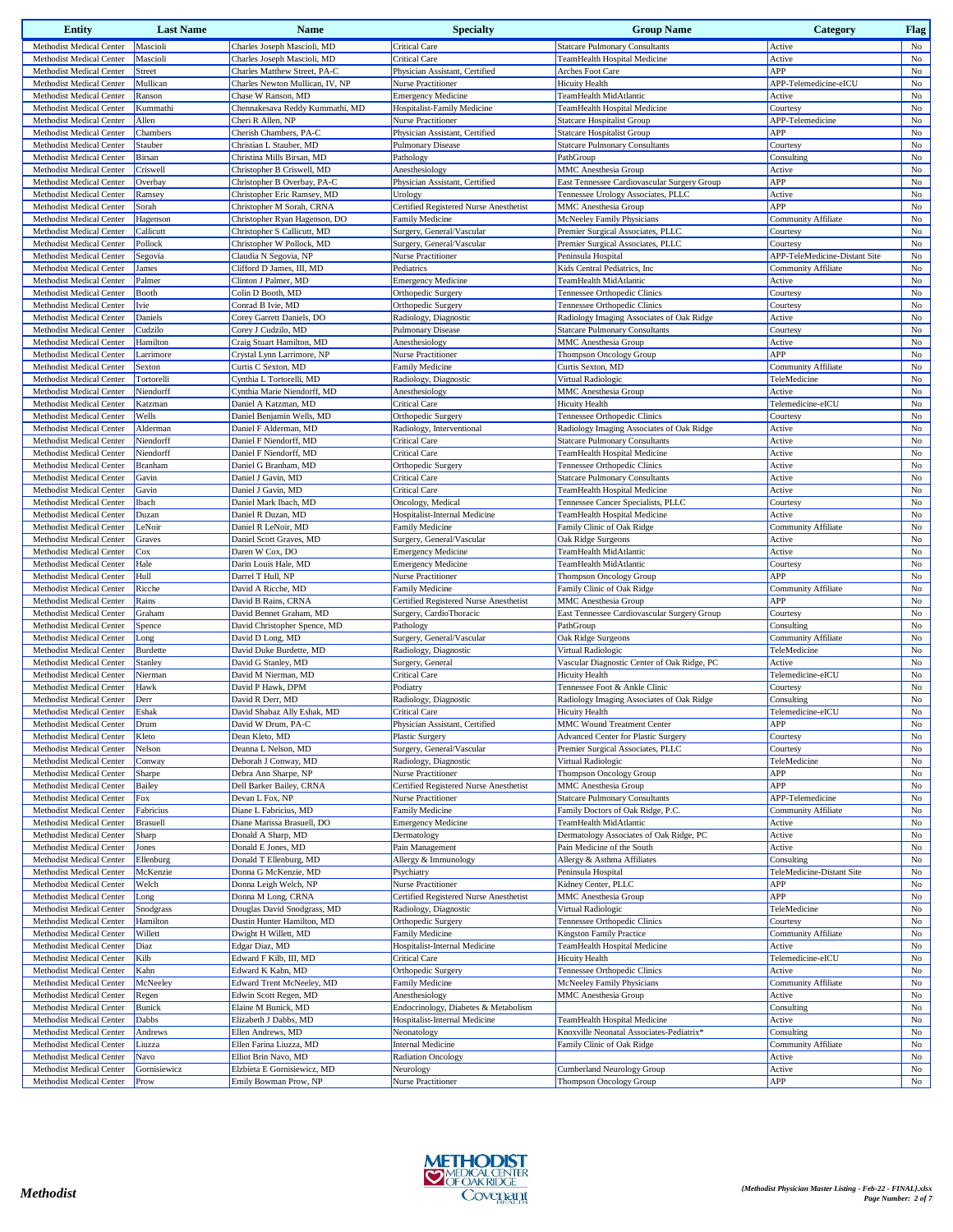| Entity | Last Name | Name | Specialty | Group Name | Category | Flag |
|---|---|---|---|---|---|---|
| Methodist Medical Center | Mascioli | Charles Joseph Mascioli, MD | Critical Care | Statcare Pulmonary Consultants | Active | No |
| Methodist Medical Center | Mascioli | Charles Joseph Mascioli, MD | Critical Care | TeamHealth Hospital Medicine | Active | No |
| Methodist Medical Center | Street | Charles Matthew Street, PA-C | Physician Assistant, Certified | Arches Foot Care | APP | No |
| Methodist Medical Center | Mullican | Charles Newton Mullican, IV, NP | Nurse Practitioner | Hicuity Health | APP-Telemedicine-eICU | No |
| Methodist Medical Center | Ranson | Chase W Ranson, MD | Emergency Medicine | TeamHealth MidAtlantic | Active | No |
| Methodist Medical Center | Kummathi | Chennakesava Reddy Kummathi, MD | Hospitalist-Family Medicine | TeamHealth Hospital Medicine | Courtesy | No |
| Methodist Medical Center | Allen | Cheri R Allen, NP | Nurse Practitioner | Statcare Hospitalist Group | APP-Telemedicine | No |
| Methodist Medical Center | Chambers | Cherish Chambers, PA-C | Physician Assistant, Certified | Statcare Hospitalist Group | APP | No |
| Methodist Medical Center | Stauber | Christian L Stauber, MD | Pulmonary Disease | Statcare Pulmonary Consultants | Courtesy | No |
| Methodist Medical Center | Birsan | Christina Mills Birsan, MD | Pathology | PathGroup | Consulting | No |
| Methodist Medical Center | Criswell | Christopher B Criswell, MD | Anesthesiology | MMC Anesthesia Group | Active | No |
| Methodist Medical Center | Overbay | Christopher B Overbay, PA-C | Physician Assistant, Certified | East Tennessee Cardiovascular Surgery Group | APP | No |
| Methodist Medical Center | Ramsey | Christopher Eric Ramsey, MD | Urology | Tennessee Urology Associates, PLLC | Active | No |
| Methodist Medical Center | Sorah | Christopher M Sorah, CRNA | Certified Registered Nurse Anesthetist | MMC Anesthesia Group | APP | No |
| Methodist Medical Center | Hagenson | Christopher Ryan Hagenson, DO | Family Medicine | McNeeley Family Physicians | Community Affiliate | No |
| Methodist Medical Center | Callicutt | Christopher S Callicutt, MD | Surgery, General/Vascular | Premier Surgical Associates, PLLC | Courtesy | No |
| Methodist Medical Center | Pollock | Christopher W Pollock, MD | Surgery, General/Vascular | Premier Surgical Associates, PLLC | Courtesy | No |
| Methodist Medical Center | Segovia | Claudia N Segovia, NP | Nurse Practitioner | Peninsula Hospital | APP-TeleMedicine-Distant Site | No |
| Methodist Medical Center | James | Clifford D James, III, MD | Pediatrics | Kids Central Pediatrics, Inc | Community Affiliate | No |
| Methodist Medical Center | Palmer | Clinton J Palmer, MD | Emergency Medicine | TeamHealth MidAtlantic | Active | No |
| Methodist Medical Center | Booth | Colin D Booth, MD | Orthopedic Surgery | Tennessee Orthopedic Clinics | Courtesy | No |
| Methodist Medical Center | Ivie | Conrad B Ivie, MD | Orthopedic Surgery | Tennessee Orthopedic Clinics | Courtesy | No |
| Methodist Medical Center | Daniels | Corey Garrett Daniels, DO | Radiology, Diagnostic | Radiology Imaging Associates of Oak Ridge | Active | No |
| Methodist Medical Center | Cudzilo | Corey J Cudzilo, MD | Pulmonary Disease | Statcare Pulmonary Consultants | Courtesy | No |
| Methodist Medical Center | Hamilton | Craig Stuart Hamilton, MD | Anesthesiology | MMC Anesthesia Group | Active | No |
| Methodist Medical Center | Larrimore | Crystal Lynn Larrimore, NP | Nurse Practitioner | Thompson Oncology Group | APP | No |
| Methodist Medical Center | Sexton | Curtis C Sexton, MD | Family Medicine | Curtis Sexton, MD | Community Affiliate | No |
| Methodist Medical Center | Tortorelli | Cynthia L Tortorelli, MD | Radiology, Diagnostic | Virtual Radiologic | TeleMedicine | No |
| Methodist Medical Center | Niendorff | Cynthia Marie Niendorff, MD | Anesthesiology | MMC Anesthesia Group | Active | No |
| Methodist Medical Center | Katzman | Daniel A Katzman, MD | Critical Care | Hicuity Health | Telemedicine-eICU | No |
| Methodist Medical Center | Wells | Daniel Benjamin Wells, MD | Orthopedic Surgery | Tennessee Orthopedic Clinics | Courtesy | No |
| Methodist Medical Center | Alderman | Daniel F Alderman, MD | Radiology, Interventional | Radiology Imaging Associates of Oak Ridge | Active | No |
| Methodist Medical Center | Niendorff | Daniel F Niendorff, MD | Critical Care | Statcare Pulmonary Consultants | Active | No |
| Methodist Medical Center | Niendorff | Daniel F Niendorff, MD | Critical Care | TeamHealth Hospital Medicine | Active | No |
| Methodist Medical Center | Branham | Daniel G Branham, MD | Orthopedic Surgery | Tennessee Orthopedic Clinics | Active | No |
| Methodist Medical Center | Gavin | Daniel J Gavin, MD | Critical Care | Statcare Pulmonary Consultants | Active | No |
| Methodist Medical Center | Gavin | Daniel J Gavin, MD | Critical Care | TeamHealth Hospital Medicine | Active | No |
| Methodist Medical Center | Ibach | Daniel Mark Ibach, MD | Oncology, Medical | Tennessee Cancer Specialists, PLLC | Courtesy | No |
| Methodist Medical Center | Duzan | Daniel R Duzan, MD | Hospitalist-Internal Medicine | TeamHealth Hospital Medicine | Active | No |
| Methodist Medical Center | LeNoir | Daniel R LeNoir, MD | Family Medicine | Family Clinic of Oak Ridge | Community Affiliate | No |
| Methodist Medical Center | Graves | Daniel Scott Graves, MD | Surgery, General/Vascular | Oak Ridge Surgeons | Active | No |
| Methodist Medical Center | Cox | Daren W Cox, DO | Emergency Medicine | TeamHealth MidAtlantic | Active | No |
| Methodist Medical Center | Hale | Darin Louis Hale, MD | Emergency Medicine | TeamHealth MidAtlantic | Courtesy | No |
| Methodist Medical Center | Hull | Darrel T Hull, NP | Nurse Practitioner | Thompson Oncology Group | APP | No |
| Methodist Medical Center | Ricche | David A Ricche, MD | Family Medicine | Family Clinic of Oak Ridge | Community Affiliate | No |
| Methodist Medical Center | Rains | David B Rains, CRNA | Certified Registered Nurse Anesthetist | MMC Anesthesia Group | APP | No |
| Methodist Medical Center | Graham | David Bennet Graham, MD | Surgery, CardioThoracic | East Tennessee Cardiovascular Surgery Group | Courtesy | No |
| Methodist Medical Center | Spence | David Christopher Spence, MD | Pathology | PathGroup | Consulting | No |
| Methodist Medical Center | Long | David D Long, MD | Surgery, General/Vascular | Oak Ridge Surgeons | Community Affiliate | No |
| Methodist Medical Center | Burdette | David Duke Burdette, MD | Radiology, Diagnostic | Virtual Radiologic | TeleMedicine | No |
| Methodist Medical Center | Stanley | David G Stanley, MD | Surgery, General | Vascular Diagnostic Center of Oak Ridge, PC | Active | No |
| Methodist Medical Center | Nierman | David M Nierman, MD | Critical Care | Hicuity Health | Telemedicine-eICU | No |
| Methodist Medical Center | Hawk | David P Hawk, DPM | Podiatry | Tennessee Foot & Ankle Clinic | Courtesy | No |
| Methodist Medical Center | Derr | David R Derr, MD | Radiology, Diagnostic | Radiology Imaging Associates of Oak Ridge | Consulting | No |
| Methodist Medical Center | Eshak | David Shabaz Ally Eshak, MD | Critical Care | Hicuity Health | Telemedicine-eICU | No |
| Methodist Medical Center | Drum | David W Drum, PA-C | Physician Assistant, Certified | MMC Wound Treatment Center | APP | No |
| Methodist Medical Center | Kleto | Dean Kleto, MD | Plastic Surgery | Advanced Center for Plastic Surgery | Courtesy | No |
| Methodist Medical Center | Nelson | Deanna L Nelson, MD | Surgery, General/Vascular | Premier Surgical Associates, PLLC | Courtesy | No |
| Methodist Medical Center | Conway | Deborah J Conway, MD | Radiology, Diagnostic | Virtual Radiologic | TeleMedicine | No |
| Methodist Medical Center | Sharpe | Debra Ann Sharpe, NP | Nurse Practitioner | Thompson Oncology Group | APP | No |
| Methodist Medical Center | Bailey | Dell Barker Bailey, CRNA | Certified Registered Nurse Anesthetist | MMC Anesthesia Group | APP | No |
| Methodist Medical Center | Fox | Devan L Fox, NP | Nurse Practitioner | Statcare Pulmonary Consultants | APP-Telemedicine | No |
| Methodist Medical Center | Fabricius | Diane L Fabricius, MD | Family Medicine | Family Doctors of Oak Ridge, P.C. | Community Affiliate | No |
| Methodist Medical Center | Brasuell | Diane Marissa Brasuell, DO | Emergency Medicine | TeamHealth MidAtlantic | Active | No |
| Methodist Medical Center | Sharp | Donald A Sharp, MD | Dermatology | Dermatology Associates of Oak Ridge, PC | Active | No |
| Methodist Medical Center | Jones | Donald E Jones, MD | Pain Management | Pain Medicine of the South | Active | No |
| Methodist Medical Center | Ellenburg | Donald T Ellenburg, MD | Allergy & Immunology | Allergy & Asthma Affiliates | Consulting | No |
| Methodist Medical Center | McKenzie | Donna G McKenzie, MD | Psychiatry | Peninsula Hospital | TeleMedicine-Distant Site | No |
| Methodist Medical Center | Welch | Donna Leigh Welch, NP | Nurse Practitioner | Kidney Center, PLLC | APP | No |
| Methodist Medical Center | Long | Donna M Long, CRNA | Certified Registered Nurse Anesthetist | MMC Anesthesia Group | APP | No |
| Methodist Medical Center | Snodgrass | Douglas David Snodgrass, MD | Radiology, Diagnostic | Virtual Radiologic | TeleMedicine | No |
| Methodist Medical Center | Hamilton | Dustin Hunter Hamilton, MD | Orthopedic Surgery | Tennessee Orthopedic Clinics | Courtesy | No |
| Methodist Medical Center | Willett | Dwight H Willett, MD | Family Medicine | Kingston Family Practice | Community Affiliate | No |
| Methodist Medical Center | Diaz | Edgar Diaz, MD | Hospitalist-Internal Medicine | TeamHealth Hospital Medicine | Active | No |
| Methodist Medical Center | Kilb | Edward F Kilb, III, MD | Critical Care | Hicuity Health | Telemedicine-eICU | No |
| Methodist Medical Center | Kahn | Edward K Kahn, MD | Orthopedic Surgery | Tennessee Orthopedic Clinics | Active | No |
| Methodist Medical Center | McNeeley | Edward Trent McNeeley, MD | Family Medicine | McNeeley Family Physicians | Community Affiliate | No |
| Methodist Medical Center | Regen | Edwin Scott Regen, MD | Anesthesiology | MMC Anesthesia Group | Active | No |
| Methodist Medical Center | Bunick | Elaine M Bunick, MD | Endocrinology, Diabetes & Metabolism | | Consulting | No |
| Methodist Medical Center | Dabbs | Elizabeth J Dabbs, MD | Hospitalist-Internal Medicine | TeamHealth Hospital Medicine | Active | No |
| Methodist Medical Center | Andrews | Ellen Andrews, MD | Neonatology | Knoxville Neonatal Associates-Pediatrix* | Consulting | No |
| Methodist Medical Center | Liuzza | Ellen Farina Liuzza, MD | Internal Medicine | Family Clinic of Oak Ridge | Community Affiliate | No |
| Methodist Medical Center | Navo | Elliot Brin Navo, MD | Radiation Oncology | | Active | No |
| Methodist Medical Center | Gornisiewicz | Elzbieta E Gornisiewicz, MD | Neurology | Cumberland Neurology Group | Active | No |
| Methodist Medical Center | Prow | Emily Bowman Prow, NP | Nurse Practitioner | Thompson Oncology Group | APP | No |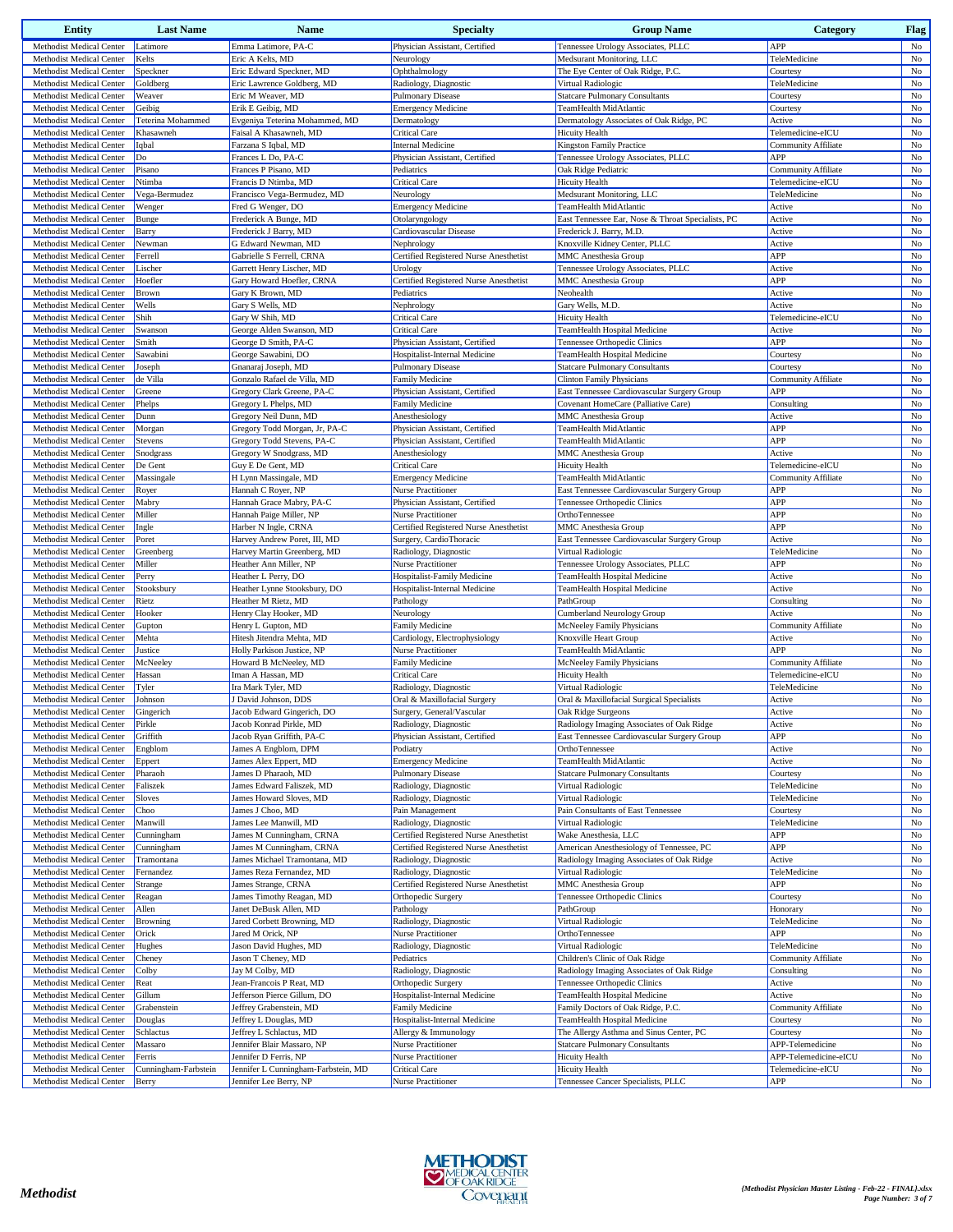| Entity | Last Name | Name | Specialty | Group Name | Category | Flag |
|---|---|---|---|---|---|---|
| Methodist Medical Center | Latimore | Emma Latimore, PA-C | Physician Assistant, Certified | Tennessee Urology Associates, PLLC | APP | No |
| Methodist Medical Center | Kelts | Eric A Kelts, MD | Neurology | Medsurant Monitoring, LLC | TeleMedicine | No |
| Methodist Medical Center | Speckner | Eric Edward Speckner, MD | Ophthalmology | The Eye Center of Oak Ridge, P.C. | Courtesy | No |
| Methodist Medical Center | Goldberg | Eric Lawrence Goldberg, MD | Radiology, Diagnostic | Virtual Radiologic | TeleMedicine | No |
| Methodist Medical Center | Weaver | Eric M Weaver, MD | Pulmonary Disease | Statcare Pulmonary Consultants | Courtesy | No |
| Methodist Medical Center | Geibig | Erik E Geibig, MD | Emergency Medicine | TeamHealth MidAtlantic | Courtesy | No |
| Methodist Medical Center | Teterina Mohammed | Evgeniya Teterina Mohammed, MD | Dermatology | Dermatology Associates of Oak Ridge, PC | Active | No |
| Methodist Medical Center | Khasawneh | Faisal A Khasawneh, MD | Critical Care | Hicuity Health | Telemedicine-eICU | No |
| Methodist Medical Center | Iqbal | Farzana S Iqbal, MD | Internal Medicine | Kingston Family Practice | Community Affiliate | No |
| Methodist Medical Center | Do | Frances L Do, PA-C | Physician Assistant, Certified | Tennessee Urology Associates, PLLC | APP | No |
| Methodist Medical Center | Pisano | Frances P Pisano, MD | Pediatrics | Oak Ridge Pediatric | Community Affiliate | No |
| Methodist Medical Center | Ntimba | Francis D Ntimba, MD | Critical Care | Hicuity Health | Telemedicine-eICU | No |
| Methodist Medical Center | Vega-Bermudez | Francisco Vega-Bermudez, MD | Neurology | Medsurant Monitoring, LLC | TeleMedicine | No |
| Methodist Medical Center | Wenger | Fred G Wenger, DO | Emergency Medicine | TeamHealth MidAtlantic | Active | No |
| Methodist Medical Center | Bunge | Frederick A Bunge, MD | Otolaryngology | East Tennessee Ear, Nose & Throat Specialists, PC | Active | No |
| Methodist Medical Center | Barry | Frederick J Barry, MD | Cardiovascular Disease | Frederick J. Barry, M.D. | Active | No |
| Methodist Medical Center | Newman | G Edward Newman, MD | Nephrology | Knoxville Kidney Center, PLLC | Active | No |
| Methodist Medical Center | Ferrell | Gabrielle S Ferrell, CRNA | Certified Registered Nurse Anesthetist | MMC Anesthesia Group | APP | No |
| Methodist Medical Center | Lischer | Garrett Henry Lischer, MD | Urology | Tennessee Urology Associates, PLLC | Active | No |
| Methodist Medical Center | Hoefler | Gary Howard Hoefler, CRNA | Certified Registered Nurse Anesthetist | MMC Anesthesia Group | APP | No |
| Methodist Medical Center | Brown | Gary K Brown, MD | Pediatrics | Neohealth | Active | No |
| Methodist Medical Center | Wells | Gary S Wells, MD | Nephrology | Gary Wells, M.D. | Active | No |
| Methodist Medical Center | Shih | Gary W Shih, MD | Critical Care | Hicuity Health | Telemedicine-eICU | No |
| Methodist Medical Center | Swanson | George Alden Swanson, MD | Critical Care | TeamHealth Hospital Medicine | Active | No |
| Methodist Medical Center | Smith | George D Smith, PA-C | Physician Assistant, Certified | Tennessee Orthopedic Clinics | APP | No |
| Methodist Medical Center | Sawabini | George Sawabini, DO | Hospitalist-Internal Medicine | TeamHealth Hospital Medicine | Courtesy | No |
| Methodist Medical Center | Joseph | Gnanaraj Joseph, MD | Pulmonary Disease | Statcare Pulmonary Consultants | Courtesy | No |
| Methodist Medical Center | de Villa | Gonzalo Rafael de Villa, MD | Family Medicine | Clinton Family Physicians | Community Affiliate | No |
| Methodist Medical Center | Greene | Gregory Clark Greene, PA-C | Physician Assistant, Certified | East Tennessee Cardiovascular Surgery Group | APP | No |
| Methodist Medical Center | Phelps | Gregory L Phelps, MD | Family Medicine | Covenant HomeCare (Palliative Care) | Consulting | No |
| Methodist Medical Center | Dunn | Gregory Neil Dunn, MD | Anesthesiology | MMC Anesthesia Group | Active | No |
| Methodist Medical Center | Morgan | Gregory Todd Morgan, Jr, PA-C | Physician Assistant, Certified | TeamHealth MidAtlantic | APP | No |
| Methodist Medical Center | Stevens | Gregory Todd Stevens, PA-C | Physician Assistant, Certified | TeamHealth MidAtlantic | APP | No |
| Methodist Medical Center | Snodgrass | Gregory W Snodgrass, MD | Anesthesiology | MMC Anesthesia Group | Active | No |
| Methodist Medical Center | De Gent | Guy E De Gent, MD | Critical Care | Hicuity Health | Telemedicine-eICU | No |
| Methodist Medical Center | Massingale | H Lynn Massingale, MD | Emergency Medicine | TeamHealth MidAtlantic | Community Affiliate | No |
| Methodist Medical Center | Royer | Hannah C Royer, NP | Nurse Practitioner | East Tennessee Cardiovascular Surgery Group | APP | No |
| Methodist Medical Center | Mabry | Hannah Grace Mabry, PA-C | Physician Assistant, Certified | Tennessee Orthopedic Clinics | APP | No |
| Methodist Medical Center | Miller | Hannah Paige Miller, NP | Nurse Practitioner | OrthoTennessee | APP | No |
| Methodist Medical Center | Ingle | Harber N Ingle, CRNA | Certified Registered Nurse Anesthetist | MMC Anesthesia Group | APP | No |
| Methodist Medical Center | Poret | Harvey Andrew Poret, III, MD | Surgery, CardioThoracic | East Tennessee Cardiovascular Surgery Group | Active | No |
| Methodist Medical Center | Greenberg | Harvey Martin Greenberg, MD | Radiology, Diagnostic | Virtual Radiologic | TeleMedicine | No |
| Methodist Medical Center | Miller | Heather Ann Miller, NP | Nurse Practitioner | Tennessee Urology Associates, PLLC | APP | No |
| Methodist Medical Center | Perry | Heather L Perry, DO | Hospitalist-Family Medicine | TeamHealth Hospital Medicine | Active | No |
| Methodist Medical Center | Stooksbury | Heather Lynne Stooksbury, DO | Hospitalist-Internal Medicine | TeamHealth Hospital Medicine | Active | No |
| Methodist Medical Center | Rietz | Heather M Rietz, MD | Pathology | PathGroup | Consulting | No |
| Methodist Medical Center | Hooker | Henry Clay Hooker, MD | Neurology | Cumberland Neurology Group | Active | No |
| Methodist Medical Center | Gupton | Henry L Gupton, MD | Family Medicine | McNeeley Family Physicians | Community Affiliate | No |
| Methodist Medical Center | Mehta | Hitesh Jitendra Mehta, MD | Cardiology, Electrophysiology | Knoxville Heart Group | Active | No |
| Methodist Medical Center | Justice | Holly Parkison Justice, NP | Nurse Practitioner | TeamHealth MidAtlantic | APP | No |
| Methodist Medical Center | McNeeley | Howard B McNeeley, MD | Family Medicine | McNeeley Family Physicians | Community Affiliate | No |
| Methodist Medical Center | Hassan | Iman A Hassan, MD | Critical Care | Hicuity Health | Telemedicine-eICU | No |
| Methodist Medical Center | Tyler | Ira Mark Tyler, MD | Radiology, Diagnostic | Virtual Radiologic | TeleMedicine | No |
| Methodist Medical Center | Johnson | J David Johnson, DDS | Oral & Maxillofacial Surgery | Oral & Maxillofacial Surgical Specialists | Active | No |
| Methodist Medical Center | Gingerich | Jacob Edward Gingerich, DO | Surgery, General/Vascular | Oak Ridge Surgeons | Active | No |
| Methodist Medical Center | Pirkle | Jacob Konrad Pirkle, MD | Radiology, Diagnostic | Radiology Imaging Associates of Oak Ridge | Active | No |
| Methodist Medical Center | Griffith | Jacob Ryan Griffith, PA-C | Physician Assistant, Certified | East Tennessee Cardiovascular Surgery Group | APP | No |
| Methodist Medical Center | Engblom | James A Engblom, DPM | Podiatry | OrthoTennessee | Active | No |
| Methodist Medical Center | Eppert | James Alex Eppert, MD | Emergency Medicine | TeamHealth MidAtlantic | Active | No |
| Methodist Medical Center | Pharaoh | James D Pharaoh, MD | Pulmonary Disease | Statcare Pulmonary Consultants | Courtesy | No |
| Methodist Medical Center | Faliszek | James Edward Faliszek, MD | Radiology, Diagnostic | Virtual Radiologic | TeleMedicine | No |
| Methodist Medical Center | Sloves | James Howard Sloves, MD | Radiology, Diagnostic | Virtual Radiologic | TeleMedicine | No |
| Methodist Medical Center | Choo | James J Choo, MD | Pain Management | Pain Consultants of East Tennessee | Courtesy | No |
| Methodist Medical Center | Manwill | James Lee Manwill, MD | Radiology, Diagnostic | Virtual Radiologic | TeleMedicine | No |
| Methodist Medical Center | Cunningham | James M Cunningham, CRNA | Certified Registered Nurse Anesthetist | Wake Anesthesia, LLC | APP | No |
| Methodist Medical Center | Cunningham | James M Cunningham, CRNA | Certified Registered Nurse Anesthetist | American Anesthesiology of Tennessee, PC | APP | No |
| Methodist Medical Center | Tramontana | James Michael Tramontana, MD | Radiology, Diagnostic | Radiology Imaging Associates of Oak Ridge | Active | No |
| Methodist Medical Center | Fernandez | James Reza Fernandez, MD | Radiology, Diagnostic | Virtual Radiologic | TeleMedicine | No |
| Methodist Medical Center | Strange | James Strange, CRNA | Certified Registered Nurse Anesthetist | MMC Anesthesia Group | APP | No |
| Methodist Medical Center | Reagan | James Timothy Reagan, MD | Orthopedic Surgery | Tennessee Orthopedic Clinics | Courtesy | No |
| Methodist Medical Center | Allen | Janet DeBusk Allen, MD | Pathology | PathGroup | Honorary | No |
| Methodist Medical Center | Browning | Jared Corbett Browning, MD | Radiology, Diagnostic | Virtual Radiologic | TeleMedicine | No |
| Methodist Medical Center | Orick | Jared M Orick, NP | Nurse Practitioner | OrthoTennessee | APP | No |
| Methodist Medical Center | Hughes | Jason David Hughes, MD | Radiology, Diagnostic | Virtual Radiologic | TeleMedicine | No |
| Methodist Medical Center | Cheney | Jason T Cheney, MD | Pediatrics | Children's Clinic of Oak Ridge | Community Affiliate | No |
| Methodist Medical Center | Colby | Jay M Colby, MD | Radiology, Diagnostic | Radiology Imaging Associates of Oak Ridge | Consulting | No |
| Methodist Medical Center | Reat | Jean-Francois P Reat, MD | Orthopedic Surgery | Tennessee Orthopedic Clinics | Active | No |
| Methodist Medical Center | Gillum | Jefferson Pierce Gillum, DO | Hospitalist-Internal Medicine | TeamHealth Hospital Medicine | Active | No |
| Methodist Medical Center | Grabenstein | Jeffrey Grabenstein, MD | Family Medicine | Family Doctors of Oak Ridge, P.C. | Community Affiliate | No |
| Methodist Medical Center | Douglas | Jeffrey L Douglas, MD | Hospitalist-Internal Medicine | TeamHealth Hospital Medicine | Courtesy | No |
| Methodist Medical Center | Schlactus | Jeffrey L Schlactus, MD | Allergy & Immunology | The Allergy Asthma and Sinus Center, PC | Courtesy | No |
| Methodist Medical Center | Massaro | Jennifer Blair Massaro, NP | Nurse Practitioner | Statcare Pulmonary Consultants | APP-Telemedicine | No |
| Methodist Medical Center | Ferris | Jennifer D Ferris, NP | Nurse Practitioner | Hicuity Health | APP-Telemedicine-eICU | No |
| Methodist Medical Center | Cunningham-Farbstein | Jennifer L Cunningham-Farbstein, MD | Critical Care | Hicuity Health | Telemedicine-eICU | No |
| Methodist Medical Center | Berry | Jennifer Lee Berry, NP | Nurse Practitioner | Tennessee Cancer Specialists, PLLC | APP | No |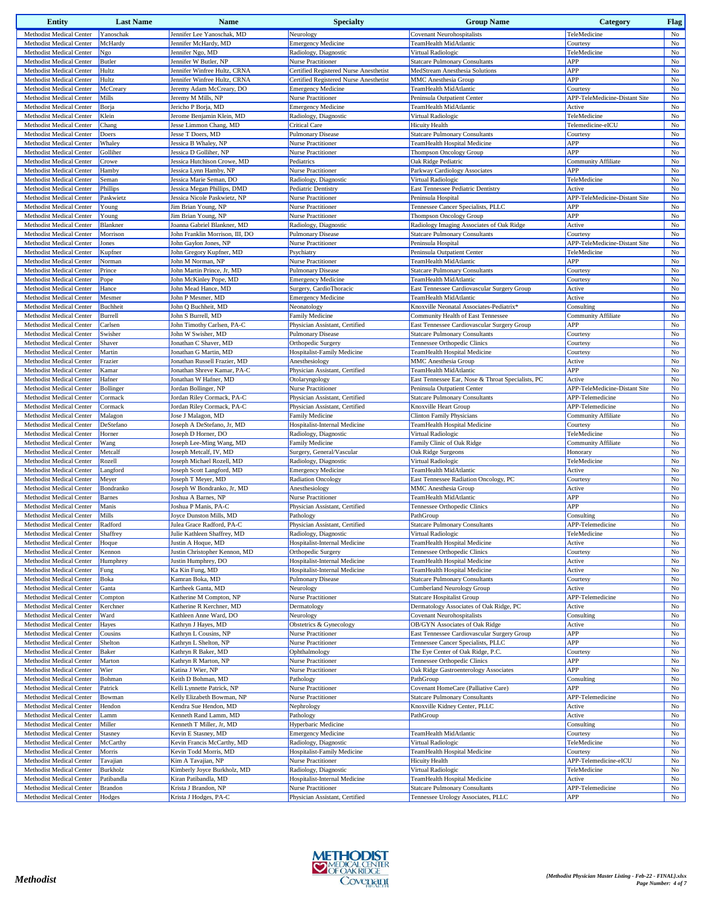| Entity | Last Name | Name | Specialty | Group Name | Category | Flag |
|---|---|---|---|---|---|---|
| Methodist Medical Center | Yanoschak | Jennifer Lee Yanoschak, MD | Neurology | Covenant Neurohospitalists | TeleMedicine | No |
| Methodist Medical Center | McHardy | Jennifer McHardy, MD | Emergency Medicine | TeamHealth MidAtlantic | Courtesy | No |
| Methodist Medical Center | Ngo | Jennifer Ngo, MD | Radiology, Diagnostic | Virtual Radiologic | TeleMedicine | No |
| Methodist Medical Center | Butler | Jennifer W Butler, NP | Nurse Practitioner | Statcare Pulmonary Consultants | APP | No |
| Methodist Medical Center | Hultz | Jennifer Winfree Hultz, CRNA | Certified Registered Nurse Anesthetist | MedStream Anesthesia Solutions | APP | No |
| Methodist Medical Center | Hultz | Jennifer Winfree Hultz, CRNA | Certified Registered Nurse Anesthetist | MMC Anesthesia Group | APP | No |
| Methodist Medical Center | McCreary | Jeremy Adam McCreary, DO | Emergency Medicine | TeamHealth MidAtlantic | Courtesy | No |
| Methodist Medical Center | Mills | Jeremy M Mills, NP | Nurse Practitioner | Peninsula Outpatient Center | APP-TeleMedicine-Distant Site | No |
| Methodist Medical Center | Borja | Jericho P Borja, MD | Emergency Medicine | TeamHealth MidAtlantic | Active | No |
| Methodist Medical Center | Klein | Jerome Benjamin Klein, MD | Radiology, Diagnostic | Virtual Radiologic | TeleMedicine | No |
| Methodist Medical Center | Chang | Jesse Limmon Chang, MD | Critical Care | Hicuity Health | Telemedicine-eICU | No |
| Methodist Medical Center | Doers | Jesse T Doers, MD | Pulmonary Disease | Statcare Pulmonary Consultants | Courtesy | No |
| Methodist Medical Center | Whaley | Jessica B Whaley, NP | Nurse Practitioner | TeamHealth Hospital Medicine | APP | No |
| Methodist Medical Center | Golliher | Jessica D Golliher, NP | Nurse Practitioner | Thompson Oncology Group | APP | No |
| Methodist Medical Center | Crowe | Jessica Hutchison Crowe, MD | Pediatrics | Oak Ridge Pediatric | Community Affiliate | No |
| Methodist Medical Center | Hamby | Jessica Lynn Hamby, NP | Nurse Practitioner | Parkway Cardiology Associates | APP | No |
| Methodist Medical Center | Seman | Jessica Marie Seman, DO | Radiology, Diagnostic | Virtual Radiologic | TeleMedicine | No |
| Methodist Medical Center | Phillips | Jessica Megan Phillips, DMD | Pediatric Dentistry | East Tennessee Pediatric Dentistry | Active | No |
| Methodist Medical Center | Paskwietz | Jessica Nicole Paskwietz, NP | Nurse Practitioner | Peninsula Hospital | APP-TeleMedicine-Distant Site | No |
| Methodist Medical Center | Young | Jim Brian Young, NP | Nurse Practitioner | Tennessee Cancer Specialists, PLLC | APP | No |
| Methodist Medical Center | Young | Jim Brian Young, NP | Nurse Practitioner | Thompson Oncology Group | APP | No |
| Methodist Medical Center | Blankner | Joanna Gabriel Blankner, MD | Radiology, Diagnostic | Radiology Imaging Associates of Oak Ridge | Active | No |
| Methodist Medical Center | Morrison | John Franklin Morrison, III, DO | Pulmonary Disease | Statcare Pulmonary Consultants | Courtesy | No |
| Methodist Medical Center | Jones | John Gaylon Jones, NP | Nurse Practitioner | Peninsula Hospital | APP-TeleMedicine-Distant Site | No |
| Methodist Medical Center | Kupfner | John Gregory Kupfner, MD | Psychiatry | Peninsula Outpatient Center | TeleMedicine | No |
| Methodist Medical Center | Norman | John M Norman, NP | Nurse Practitioner | TeamHealth MidAtlantic | APP | No |
| Methodist Medical Center | Prince | John Martin Prince, Jr, MD | Pulmonary Disease | Statcare Pulmonary Consultants | Courtesy | No |
| Methodist Medical Center | Pope | John McKinley Pope, MD | Emergency Medicine | TeamHealth MidAtlantic | Courtesy | No |
| Methodist Medical Center | Hance | John Mead Hance, MD | Surgery, CardioThoracic | East Tennessee Cardiovascular Surgery Group | Active | No |
| Methodist Medical Center | Mesmer | John P Mesmer, MD | Emergency Medicine | TeamHealth MidAtlantic | Active | No |
| Methodist Medical Center | Buchheit | John Q Buchheit, MD | Neonatology | Knoxville Neonatal Associates-Pediatrix* | Consulting | No |
| Methodist Medical Center | Burrell | John S Burrell, MD | Family Medicine | Community Health of East Tennessee | Community Affiliate | No |
| Methodist Medical Center | Carlsen | John Timothy Carlsen, PA-C | Physician Assistant, Certified | East Tennessee Cardiovascular Surgery Group | APP | No |
| Methodist Medical Center | Swisher | John W Swisher, MD | Pulmonary Disease | Statcare Pulmonary Consultants | Courtesy | No |
| Methodist Medical Center | Shaver | Jonathan C Shaver, MD | Orthopedic Surgery | Tennessee Orthopedic Clinics | Courtesy | No |
| Methodist Medical Center | Martin | Jonathan G Martin, MD | Hospitalist-Family Medicine | TeamHealth Hospital Medicine | Courtesy | No |
| Methodist Medical Center | Frazier | Jonathan Russell Frazier, MD | Anesthesiology | MMC Anesthesia Group | Active | No |
| Methodist Medical Center | Kamar | Jonathan Shreve Kamar, PA-C | Physician Assistant, Certified | TeamHealth MidAtlantic | APP | No |
| Methodist Medical Center | Hafner | Jonathan W Hafner, MD | Otolaryngology | East Tennessee Ear, Nose & Throat Specialists, PC | Active | No |
| Methodist Medical Center | Bollinger | Jordan Bollinger, NP | Nurse Practitioner | Peninsula Outpatient Center | APP-TeleMedicine-Distant Site | No |
| Methodist Medical Center | Cormack | Jordan Riley Cormack, PA-C | Physician Assistant, Certified | Statcare Pulmonary Consultants | APP-Telemedicine | No |
| Methodist Medical Center | Cormack | Jordan Riley Cormack, PA-C | Physician Assistant, Certified | Knoxville Heart Group | APP-Telemedicine | No |
| Methodist Medical Center | Malagon | Jose J Malagon, MD | Family Medicine | Clinton Family Physicians | Community Affiliate | No |
| Methodist Medical Center | DeStefano | Joseph A DeStefano, Jr, MD | Hospitalist-Internal Medicine | TeamHealth Hospital Medicine | Courtesy | No |
| Methodist Medical Center | Horner | Joseph D Horner, DO | Radiology, Diagnostic | Virtual Radiologic | TeleMedicine | No |
| Methodist Medical Center | Wang | Joseph Lee-Ming Wang, MD | Family Medicine | Family Clinic of Oak Ridge | Community Affiliate | No |
| Methodist Medical Center | Metcalf | Joseph Metcalf, IV, MD | Surgery, General/Vascular | Oak Ridge Surgeons | Honorary | No |
| Methodist Medical Center | Rozell | Joseph Michael Rozell, MD | Radiology, Diagnostic | Virtual Radiologic | TeleMedicine | No |
| Methodist Medical Center | Langford | Joseph Scott Langford, MD | Emergency Medicine | TeamHealth MidAtlantic | Active | No |
| Methodist Medical Center | Meyer | Joseph T Meyer, MD | Radiation Oncology | East Tennessee Radiation Oncology, PC | Courtesy | No |
| Methodist Medical Center | Bondranko | Joseph W Bondranko, Jr, MD | Anesthesiology | MMC Anesthesia Group | Active | No |
| Methodist Medical Center | Barnes | Joshua A Barnes, NP | Nurse Practitioner | TeamHealth MidAtlantic | APP | No |
| Methodist Medical Center | Manis | Joshua P Manis, PA-C | Physician Assistant, Certified | Tennessee Orthopedic Clinics | APP | No |
| Methodist Medical Center | Mills | Joyce Dunston Mills, MD | Pathology | PathGroup | Consulting | No |
| Methodist Medical Center | Radford | Julea Grace Radford, PA-C | Physician Assistant, Certified | Statcare Pulmonary Consultants | APP-Telemedicine | No |
| Methodist Medical Center | Shaffrey | Julie Kathleen Shaffrey, MD | Radiology, Diagnostic | Virtual Radiologic | TeleMedicine | No |
| Methodist Medical Center | Hoque | Justin A Hoque, MD | Hospitalist-Internal Medicine | TeamHealth Hospital Medicine | Active | No |
| Methodist Medical Center | Kennon | Justin Christopher Kennon, MD | Orthopedic Surgery | Tennessee Orthopedic Clinics | Courtesy | No |
| Methodist Medical Center | Humphrey | Justin Humphrey, DO | Hospitalist-Internal Medicine | TeamHealth Hospital Medicine | Active | No |
| Methodist Medical Center | Fung | Ka Kin Fung, MD | Hospitalist-Internal Medicine | TeamHealth Hospital Medicine | Active | No |
| Methodist Medical Center | Boka | Kamran Boka, MD | Pulmonary Disease | Statcare Pulmonary Consultants | Courtesy | No |
| Methodist Medical Center | Ganta | Kartheek Ganta, MD | Neurology | Cumberland Neurology Group | Active | No |
| Methodist Medical Center | Compton | Katherine M Compton, NP | Nurse Practitioner | Statcare Hospitalist Group | APP-Telemedicine | No |
| Methodist Medical Center | Kerchner | Katherine R Kerchner, MD | Dermatology | Dermatology Associates of Oak Ridge, PC | Active | No |
| Methodist Medical Center | Ward | Kathleen Anne Ward, DO | Neurology | Covenant Neurohospitalists | Consulting | No |
| Methodist Medical Center | Hayes | Kathryn J Hayes, MD | Obstetrics & Gynecology | OB/GYN Associates of Oak Ridge | Active | No |
| Methodist Medical Center | Cousins | Kathryn L Cousins, NP | Nurse Practitioner | East Tennessee Cardiovascular Surgery Group | APP | No |
| Methodist Medical Center | Shelton | Kathryn L Shelton, NP | Nurse Practitioner | Tennessee Cancer Specialists, PLLC | APP | No |
| Methodist Medical Center | Baker | Kathryn R Baker, MD | Ophthalmology | The Eye Center of Oak Ridge, P.C. | Courtesy | No |
| Methodist Medical Center | Marton | Kathryn R Marton, NP | Nurse Practitioner | Tennessee Orthopedic Clinics | APP | No |
| Methodist Medical Center | Wier | Katina J Wier, NP | Nurse Practitioner | Oak Ridge Gastroenterology Associates | APP | No |
| Methodist Medical Center | Bohman | Keith D Bohman, MD | Pathology | PathGroup | Consulting | No |
| Methodist Medical Center | Patrick | Kelli Lynnette Patrick, NP | Nurse Practitioner | Covenant HomeCare (Palliative Care) | APP | No |
| Methodist Medical Center | Bowman | Kelly Elizabeth Bowman, NP | Nurse Practitioner | Statcare Pulmonary Consultants | APP-Telemedicine | No |
| Methodist Medical Center | Hendon | Kendra Sue Hendon, MD | Nephrology | Knoxville Kidney Center, PLLC | Active | No |
| Methodist Medical Center | Lamm | Kenneth Rand Lamm, MD | Pathology | PathGroup | Active | No |
| Methodist Medical Center | Miller | Kenneth T Miller, Jr, MD | Hyperbaric Medicine | | Consulting | No |
| Methodist Medical Center | Stasney | Kevin E Stasney, MD | Emergency Medicine | TeamHealth MidAtlantic | Courtesy | No |
| Methodist Medical Center | McCarthy | Kevin Francis McCarthy, MD | Radiology, Diagnostic | Virtual Radiologic | TeleMedicine | No |
| Methodist Medical Center | Morris | Kevin Todd Morris, MD | Hospitalist-Family Medicine | TeamHealth Hospital Medicine | Courtesy | No |
| Methodist Medical Center | Tavajian | Kim A Tavajian, NP | Nurse Practitioner | Hicuity Health | APP-Telemedicine-eICU | No |
| Methodist Medical Center | Burkholz | Kimberly Joyce Burkholz, MD | Radiology, Diagnostic | Virtual Radiologic | TeleMedicine | No |
| Methodist Medical Center | Patibandla | Kiran Patibandla, MD | Hospitalist-Internal Medicine | TeamHealth Hospital Medicine | Active | No |
| Methodist Medical Center | Brandon | Krista J Brandon, NP | Nurse Practitioner | Statcare Pulmonary Consultants | APP-Telemedicine | No |
| Methodist Medical Center | Hodges | Krista J Hodges, PA-C | Physician Assistant, Certified | Tennessee Urology Associates, PLLC | APP | No |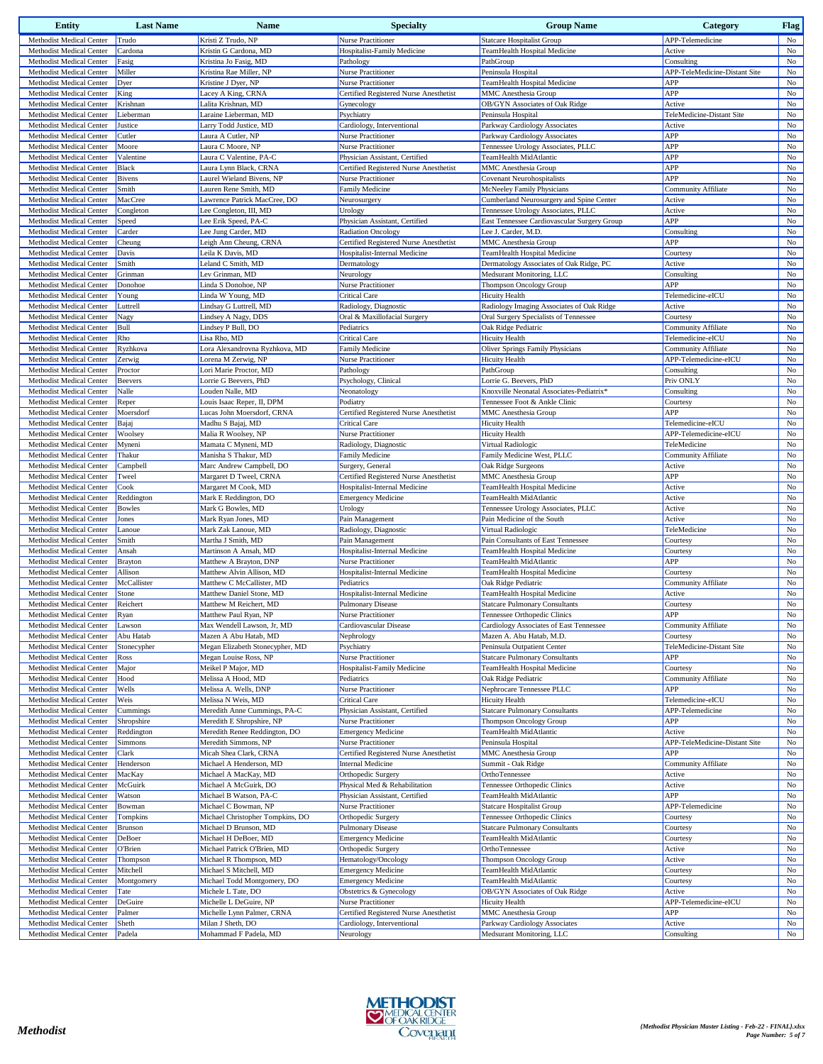| Entity | Last Name | Name | Specialty | Group Name | Category | Flag |
|---|---|---|---|---|---|---|
| Methodist Medical Center | Trudo | Kristi Z Trudo, NP | Nurse Practitioner | Statcare Hospitalist Group | APP-Telemedicine | No |
| Methodist Medical Center | Cardona | Kristin G Cardona, MD | Hospitalist-Family Medicine | TeamHealth Hospital Medicine | Active | No |
| Methodist Medical Center | Fasig | Kristina Jo Fasig, MD | Pathology | PathGroup | Consulting | No |
| Methodist Medical Center | Miller | Kristina Rae Miller, NP | Nurse Practitioner | Peninsula Hospital | APP-TeleMedicine-Distant Site | No |
| Methodist Medical Center | Dyer | Kristine J Dyer, NP | Nurse Practitioner | TeamHealth Hospital Medicine | APP | No |
| Methodist Medical Center | King | Lacey A King, CRNA | Certified Registered Nurse Anesthetist | MMC Anesthesia Group | APP | No |
| Methodist Medical Center | Krishnan | Lalita Krishnan, MD | Gynecology | OB/GYN Associates of Oak Ridge | Active | No |
| Methodist Medical Center | Lieberman | Laraine Lieberman, MD | Psychiatry | Peninsula Hospital | TeleMedicine-Distant Site | No |
| Methodist Medical Center | Justice | Larry Todd Justice, MD | Cardiology, Interventional | Parkway Cardiology Associates | Active | No |
| Methodist Medical Center | Cutler | Laura A Cutler, NP | Nurse Practitioner | Parkway Cardiology Associates | APP | No |
| Methodist Medical Center | Moore | Laura C Moore, NP | Nurse Practitioner | Tennessee Urology Associates, PLLC | APP | No |
| Methodist Medical Center | Valentine | Laura C Valentine, PA-C | Physician Assistant, Certified | TeamHealth MidAtlantic | APP | No |
| Methodist Medical Center | Black | Laura Lynn Black, CRNA | Certified Registered Nurse Anesthetist | MMC Anesthesia Group | APP | No |
| Methodist Medical Center | Bivens | Laurel Wieland Bivens, NP | Nurse Practitioner | Covenant Neurohospitalists | APP | No |
| Methodist Medical Center | Smith | Lauren Rene Smith, MD | Family Medicine | McNeeley Family Physicians | Community Affiliate | No |
| Methodist Medical Center | MacCree | Lawrence Patrick MacCree, DO | Neurosurgery | Cumberland Neurosurgery and Spine Center | Active | No |
| Methodist Medical Center | Congleton | Lee Congleton, III, MD | Urology | Tennessee Urology Associates, PLLC | Active | No |
| Methodist Medical Center | Speed | Lee Erik Speed, PA-C | Physician Assistant, Certified | East Tennessee Cardiovascular Surgery Group | APP | No |
| Methodist Medical Center | Carder | Lee Jung Carder, MD | Radiation Oncology | Lee J. Carder, M.D. | Consulting | No |
| Methodist Medical Center | Cheung | Leigh Ann Cheung, CRNA | Certified Registered Nurse Anesthetist | MMC Anesthesia Group | APP | No |
| Methodist Medical Center | Davis | Leila K Davis, MD | Hospitalist-Internal Medicine | TeamHealth Hospital Medicine | Courtesy | No |
| Methodist Medical Center | Smith | Leland C Smith, MD | Dermatology | Dermatology Associates of Oak Ridge, PC | Active | No |
| Methodist Medical Center | Grinman | Lev Grinman, MD | Neurology | Medsurant Monitoring, LLC | Consulting | No |
| Methodist Medical Center | Donohoe | Linda S Donohoe, NP | Nurse Practitioner | Thompson Oncology Group | APP | No |
| Methodist Medical Center | Young | Linda W Young, MD | Critical Care | Hicuity Health | Telemedicine-eICU | No |
| Methodist Medical Center | Luttrell | Lindsay G Luttrell, MD | Radiology, Diagnostic | Radiology Imaging Associates of Oak Ridge | Active | No |
| Methodist Medical Center | Nagy | Lindsey A Nagy, DDS | Oral & Maxillofacial Surgery | Oral Surgery Specialists of Tennessee | Courtesy | No |
| Methodist Medical Center | Bull | Lindsey P Bull, DO | Pediatrics | Oak Ridge Pediatric | Community Affiliate | No |
| Methodist Medical Center | Rho | Lisa Rho, MD | Critical Care | Hicuity Health | Telemedicine-eICU | No |
| Methodist Medical Center | Ryzhkova | Lora Alexandrovna Ryzhkova, MD | Family Medicine | Oliver Springs Family Physicians | Community Affiliate | No |
| Methodist Medical Center | Zerwig | Lorena M Zerwig, NP | Nurse Practitioner | Hicuity Health | APP-Telemedicine-eICU | No |
| Methodist Medical Center | Proctor | Lori Marie Proctor, MD | Pathology | PathGroup | Consulting | No |
| Methodist Medical Center | Beevers | Lorrie G Beevers, PhD | Psychology, Clinical | Lorrie G. Beevers, PhD | Priv ONLY | No |
| Methodist Medical Center | Nalle | Louden Nalle, MD | Neonatology | Knoxville Neonatal Associates-Pediatrix* | Consulting | No |
| Methodist Medical Center | Reper | Louis Isaac Reper, II, DPM | Podiatry | Tennessee Foot & Ankle Clinic | Courtesy | No |
| Methodist Medical Center | Moersdorf | Lucas John Moersdorf, CRNA | Certified Registered Nurse Anesthetist | MMC Anesthesia Group | APP | No |
| Methodist Medical Center | Bajaj | Madhu S Bajaj, MD | Critical Care | Hicuity Health | Telemedicine-eICU | No |
| Methodist Medical Center | Woolsey | Malia R Woolsey, NP | Nurse Practitioner | Hicuity Health | APP-Telemedicine-eICU | No |
| Methodist Medical Center | Myneni | Mamata C Myneni, MD | Radiology, Diagnostic | Virtual Radiologic | TeleMedicine | No |
| Methodist Medical Center | Thakur | Manisha S Thakur, MD | Family Medicine | Family Medicine West, PLLC | Community Affiliate | No |
| Methodist Medical Center | Campbell | Marc Andrew Campbell, DO | Surgery, General | Oak Ridge Surgeons | Active | No |
| Methodist Medical Center | Tweel | Margaret D Tweel, CRNA | Certified Registered Nurse Anesthetist | MMC Anesthesia Group | APP | No |
| Methodist Medical Center | Cook | Margaret M Cook, MD | Hospitalist-Internal Medicine | TeamHealth Hospital Medicine | Active | No |
| Methodist Medical Center | Reddington | Mark E Reddington, DO | Emergency Medicine | TeamHealth MidAtlantic | Active | No |
| Methodist Medical Center | Bowles | Mark G Bowles, MD | Urology | Tennessee Urology Associates, PLLC | Active | No |
| Methodist Medical Center | Jones | Mark Ryan Jones, MD | Pain Management | Pain Medicine of the South | Active | No |
| Methodist Medical Center | Lanoue | Mark Zak Lanoue, MD | Radiology, Diagnostic | Virtual Radiologic | TeleMedicine | No |
| Methodist Medical Center | Smith | Martha J Smith, MD | Pain Management | Pain Consultants of East Tennessee | Courtesy | No |
| Methodist Medical Center | Ansah | Martinson A Ansah, MD | Hospitalist-Internal Medicine | TeamHealth Hospital Medicine | Courtesy | No |
| Methodist Medical Center | Brayton | Matthew A Brayton, DNP | Nurse Practitioner | TeamHealth MidAtlantic | APP | No |
| Methodist Medical Center | Allison | Matthew Alvin Allison, MD | Hospitalist-Internal Medicine | TeamHealth Hospital Medicine | Courtesy | No |
| Methodist Medical Center | McCallister | Matthew C McCallister, MD | Pediatrics | Oak Ridge Pediatric | Community Affiliate | No |
| Methodist Medical Center | Stone | Matthew Daniel Stone, MD | Hospitalist-Internal Medicine | TeamHealth Hospital Medicine | Active | No |
| Methodist Medical Center | Reichert | Matthew M Reichert, MD | Pulmonary Disease | Statcare Pulmonary Consultants | Courtesy | No |
| Methodist Medical Center | Ryan | Matthew Paul Ryan, NP | Nurse Practitioner | Tennessee Orthopedic Clinics | APP | No |
| Methodist Medical Center | Lawson | Max Wendell Lawson, Jr, MD | Cardiovascular Disease | Cardiology Associates of East Tennessee | Community Affiliate | No |
| Methodist Medical Center | Abu Hatab | Mazen A Abu Hatab, MD | Nephrology | Mazen A. Abu Hatab, M.D. | Courtesy | No |
| Methodist Medical Center | Stonecypher | Megan Elizabeth Stonecypher, MD | Psychiatry | Peninsula Outpatient Center | TeleMedicine-Distant Site | No |
| Methodist Medical Center | Ross | Megan Louise Ross, NP | Nurse Practitioner | Statcare Pulmonary Consultants | APP | No |
| Methodist Medical Center | Major | Meikel P Major, MD | Hospitalist-Family Medicine | TeamHealth Hospital Medicine | Courtesy | No |
| Methodist Medical Center | Hood | Melissa A Hood, MD | Pediatrics | Oak Ridge Pediatric | Community Affiliate | No |
| Methodist Medical Center | Wells | Melissa A. Wells, DNP | Nurse Practitioner | Nephrocare Tennessee PLLC | APP | No |
| Methodist Medical Center | Weis | Melissa N Weis, MD | Critical Care | Hicuity Health | Telemedicine-eICU | No |
| Methodist Medical Center | Cummings | Meredith Anne Cummings, PA-C | Physician Assistant, Certified | Statcare Pulmonary Consultants | APP-Telemedicine | No |
| Methodist Medical Center | Shropshire | Meredith E Shropshire, NP | Nurse Practitioner | Thompson Oncology Group | APP | No |
| Methodist Medical Center | Reddington | Meredith Renee Reddington, DO | Emergency Medicine | TeamHealth MidAtlantic | Active | No |
| Methodist Medical Center | Simmons | Meredith Simmons, NP | Nurse Practitioner | Peninsula Hospital | APP-TeleMedicine-Distant Site | No |
| Methodist Medical Center | Clark | Micah Shea Clark, CRNA | Certified Registered Nurse Anesthetist | MMC Anesthesia Group | APP | No |
| Methodist Medical Center | Henderson | Michael A Henderson, MD | Internal Medicine | Summit - Oak Ridge | Community Affiliate | No |
| Methodist Medical Center | MacKay | Michael A MacKay, MD | Orthopedic Surgery | OrthoTennessee | Active | No |
| Methodist Medical Center | McGuirk | Michael A McGuirk, DO | Physical Med & Rehabilitation | Tennessee Orthopedic Clinics | Active | No |
| Methodist Medical Center | Watson | Michael B Watson, PA-C | Physician Assistant, Certified | TeamHealth MidAtlantic | APP | No |
| Methodist Medical Center | Bowman | Michael C Bowman, NP | Nurse Practitioner | Statcare Hospitalist Group | APP-Telemedicine | No |
| Methodist Medical Center | Tompkins | Michael Christopher Tompkins, DO | Orthopedic Surgery | Tennessee Orthopedic Clinics | Courtesy | No |
| Methodist Medical Center | Brunson | Michael D Brunson, MD | Pulmonary Disease | Statcare Pulmonary Consultants | Courtesy | No |
| Methodist Medical Center | DeBoer | Michael H DeBoer, MD | Emergency Medicine | TeamHealth MidAtlantic | Courtesy | No |
| Methodist Medical Center | O'Brien | Michael Patrick O'Brien, MD | Orthopedic Surgery | OrthoTennessee | Active | No |
| Methodist Medical Center | Thompson | Michael R Thompson, MD | Hematology/Oncology | Thompson Oncology Group | Active | No |
| Methodist Medical Center | Mitchell | Michael S Mitchell, MD | Emergency Medicine | TeamHealth MidAtlantic | Courtesy | No |
| Methodist Medical Center | Montgomery | Michael Todd Montgomery, DO | Emergency Medicine | TeamHealth MidAtlantic | Courtesy | No |
| Methodist Medical Center | Tate | Michele L Tate, DO | Obstetrics & Gynecology | OB/GYN Associates of Oak Ridge | Active | No |
| Methodist Medical Center | DeGuire | Michelle L DeGuire, NP | Nurse Practitioner | Hicuity Health | APP-Telemedicine-eICU | No |
| Methodist Medical Center | Palmer | Michelle Lynn Palmer, CRNA | Certified Registered Nurse Anesthetist | MMC Anesthesia Group | APP | No |
| Methodist Medical Center | Sheth | Milan J Sheth, DO | Cardiology, Interventional | Parkway Cardiology Associates | Active | No |
| Methodist Medical Center | Padela | Mohammad F Padela, MD | Neurology | Medsurant Monitoring, LLC | Consulting | No |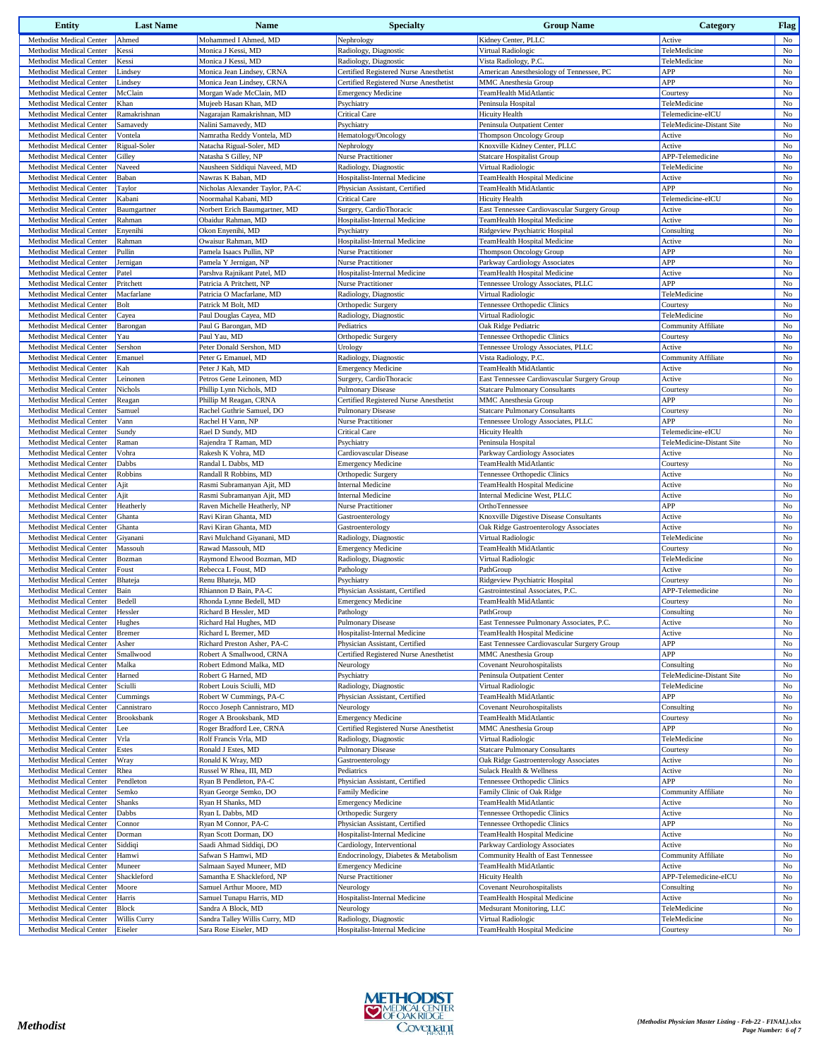| Entity | Last Name | Name | Specialty | Group Name | Category | Flag |
|---|---|---|---|---|---|---|
| Methodist Medical Center | Ahmed | Mohammed I Ahmed, MD | Nephrology | Kidney Center, PLLC | Active | No |
| Methodist Medical Center | Kessi | Monica J Kessi, MD | Radiology, Diagnostic | Virtual Radiologic | TeleMedicine | No |
| Methodist Medical Center | Kessi | Monica J Kessi, MD | Radiology, Diagnostic | Vista Radiology, P.C. | TeleMedicine | No |
| Methodist Medical Center | Lindsey | Monica Jean Lindsey, CRNA | Certified Registered Nurse Anesthetist | American Anesthesiology of Tennessee, PC | APP | No |
| Methodist Medical Center | Lindsey | Monica Jean Lindsey, CRNA | Certified Registered Nurse Anesthetist | MMC Anesthesia Group | APP | No |
| Methodist Medical Center | McClain | Morgan Wade McClain, MD | Emergency Medicine | TeamHealth MidAtlantic | Courtesy | No |
| Methodist Medical Center | Khan | Mujeeb Hasan Khan, MD | Psychiatry | Peninsula Hospital | TeleMedicine | No |
| Methodist Medical Center | Ramakrishnan | Nagarajan Ramakrishnan, MD | Critical Care | Hicuity Health | Telemedicine-eICU | No |
| Methodist Medical Center | Samavedy | Nalini Samavedy, MD | Psychiatry | Peninsula Outpatient Center | TeleMedicine-Distant Site | No |
| Methodist Medical Center | Vontela | Namratha Reddy Vontela, MD | Hematology/Oncology | Thompson Oncology Group | Active | No |
| Methodist Medical Center | Rigual-Soler | Natacha Rigual-Soler, MD | Nephrology | Knoxville Kidney Center, PLLC | Active | No |
| Methodist Medical Center | Gilley | Natasha S Gilley, NP | Nurse Practitioner | Statcare Hospitalist Group | APP-Telemedicine | No |
| Methodist Medical Center | Naveed | Nausheen Siddiqui Naveed, MD | Radiology, Diagnostic | Virtual Radiologic | TeleMedicine | No |
| Methodist Medical Center | Baban | Nawras K Baban, MD | Hospitalist-Internal Medicine | TeamHealth Hospital Medicine | Active | No |
| Methodist Medical Center | Taylor | Nicholas Alexander Taylor, PA-C | Physician Assistant, Certified | TeamHealth MidAtlantic | APP | No |
| Methodist Medical Center | Kabani | Noormahal Kabani, MD | Critical Care | Hicuity Health | Telemedicine-eICU | No |
| Methodist Medical Center | Baumgartner | Norbert Erich Baumgartner, MD | Surgery, CardioThoracic | East Tennessee Cardiovascular Surgery Group | Active | No |
| Methodist Medical Center | Rahman | Obaidur Rahman, MD | Hospitalist-Internal Medicine | TeamHealth Hospital Medicine | Active | No |
| Methodist Medical Center | Enyenihi | Okon Enyenihi, MD | Psychiatry | Ridgeview Psychiatric Hospital | Consulting | No |
| Methodist Medical Center | Rahman | Owaisur Rahman, MD | Hospitalist-Internal Medicine | TeamHealth Hospital Medicine | Active | No |
| Methodist Medical Center | Pullin | Pamela Isaacs Pullin, NP | Nurse Practitioner | Thompson Oncology Group | APP | No |
| Methodist Medical Center | Jernigan | Pamela Y Jernigan, NP | Nurse Practitioner | Parkway Cardiology Associates | APP | No |
| Methodist Medical Center | Patel | Parshva Rajnikant Patel, MD | Hospitalist-Internal Medicine | TeamHealth Hospital Medicine | Active | No |
| Methodist Medical Center | Pritchett | Patricia A Pritchett, NP | Nurse Practitioner | Tennessee Urology Associates, PLLC | APP | No |
| Methodist Medical Center | Macfarlane | Patricia O Macfarlane, MD | Radiology, Diagnostic | Virtual Radiologic | TeleMedicine | No |
| Methodist Medical Center | Bolt | Patrick M Bolt, MD | Orthopedic Surgery | Tennessee Orthopedic Clinics | Courtesy | No |
| Methodist Medical Center | Cayea | Paul Douglas Cayea, MD | Radiology, Diagnostic | Virtual Radiologic | TeleMedicine | No |
| Methodist Medical Center | Barongan | Paul G Barongan, MD | Pediatrics | Oak Ridge Pediatric | Community Affiliate | No |
| Methodist Medical Center | Yau | Paul Yau, MD | Orthopedic Surgery | Tennessee Orthopedic Clinics | Courtesy | No |
| Methodist Medical Center | Sershon | Peter Donald Sershon, MD | Urology | Tennessee Urology Associates, PLLC | Active | No |
| Methodist Medical Center | Emanuel | Peter G Emanuel, MD | Radiology, Diagnostic | Vista Radiology, P.C. | Community Affiliate | No |
| Methodist Medical Center | Kah | Peter J Kah, MD | Emergency Medicine | TeamHealth MidAtlantic | Active | No |
| Methodist Medical Center | Leinonen | Petros Gene Leinonen, MD | Surgery, CardioThoracic | East Tennessee Cardiovascular Surgery Group | Active | No |
| Methodist Medical Center | Nichols | Phillip Lynn Nichols, MD | Pulmonary Disease | Statcare Pulmonary Consultants | Courtesy | No |
| Methodist Medical Center | Reagan | Phillip M Reagan, CRNA | Certified Registered Nurse Anesthetist | MMC Anesthesia Group | APP | No |
| Methodist Medical Center | Samuel | Rachel Guthrie Samuel, DO | Pulmonary Disease | Statcare Pulmonary Consultants | Courtesy | No |
| Methodist Medical Center | Vann | Rachel H Vann, NP | Nurse Practitioner | Tennessee Urology Associates, PLLC | APP | No |
| Methodist Medical Center | Sundy | Rael D Sundy, MD | Critical Care | Hicuity Health | Telemedicine-eICU | No |
| Methodist Medical Center | Raman | Rajendra T Raman, MD | Psychiatry | Peninsula Hospital | TeleMedicine-Distant Site | No |
| Methodist Medical Center | Vohra | Rakesh K Vohra, MD | Cardiovascular Disease | Parkway Cardiology Associates | Active | No |
| Methodist Medical Center | Dabbs | Randal L Dabbs, MD | Emergency Medicine | TeamHealth MidAtlantic | Courtesy | No |
| Methodist Medical Center | Robbins | Randall R Robbins, MD | Orthopedic Surgery | Tennessee Orthopedic Clinics | Active | No |
| Methodist Medical Center | Ajit | Rasmi Subramanyan Ajit, MD | Internal Medicine | TeamHealth Hospital Medicine | Active | No |
| Methodist Medical Center | Ajit | Rasmi Subramanyan Ajit, MD | Internal Medicine | Internal Medicine West, PLLC | Active | No |
| Methodist Medical Center | Heatherly | Raven Michelle Heatherly, NP | Nurse Practitioner | OrthoTennessee | APP | No |
| Methodist Medical Center | Ghanta | Ravi Kiran Ghanta, MD | Gastroenterology | Knoxville Digestive Disease Consultants | Active | No |
| Methodist Medical Center | Ghanta | Ravi Kiran Ghanta, MD | Gastroenterology | Oak Ridge Gastroenterology Associates | Active | No |
| Methodist Medical Center | Giyanani | Ravi Mulchand Giyanani, MD | Radiology, Diagnostic | Virtual Radiologic | TeleMedicine | No |
| Methodist Medical Center | Massouh | Rawad Massouh, MD | Emergency Medicine | TeamHealth MidAtlantic | Courtesy | No |
| Methodist Medical Center | Bozman | Raymond Elwood Bozman, MD | Radiology, Diagnostic | Virtual Radiologic | TeleMedicine | No |
| Methodist Medical Center | Foust | Rebecca L Foust, MD | Pathology | PathGroup | Active | No |
| Methodist Medical Center | Bhateja | Renu Bhateja, MD | Psychiatry | Ridgeview Psychiatric Hospital | Courtesy | No |
| Methodist Medical Center | Bain | Rhiannon D Bain, PA-C | Physician Assistant, Certified | Gastrointestinal Associates, P.C. | APP-Telemedicine | No |
| Methodist Medical Center | Bedell | Rhonda Lynne Bedell, MD | Emergency Medicine | TeamHealth MidAtlantic | Courtesy | No |
| Methodist Medical Center | Hessler | Richard B Hessler, MD | Pathology | PathGroup | Consulting | No |
| Methodist Medical Center | Hughes | Richard Hal Hughes, MD | Pulmonary Disease | East Tennessee Pulmonary Associates, P.C. | Active | No |
| Methodist Medical Center | Bremer | Richard L Bremer, MD | Hospitalist-Internal Medicine | TeamHealth Hospital Medicine | Active | No |
| Methodist Medical Center | Asher | Richard Preston Asher, PA-C | Physician Assistant, Certified | East Tennessee Cardiovascular Surgery Group | APP | No |
| Methodist Medical Center | Smallwood | Robert A Smallwood, CRNA | Certified Registered Nurse Anesthetist | MMC Anesthesia Group | APP | No |
| Methodist Medical Center | Malka | Robert Edmond Malka, MD | Neurology | Covenant Neurohospitalists | Consulting | No |
| Methodist Medical Center | Harned | Robert G Harned, MD | Psychiatry | Peninsula Outpatient Center | TeleMedicine-Distant Site | No |
| Methodist Medical Center | Sciulli | Robert Louis Sciulli, MD | Radiology, Diagnostic | Virtual Radiologic | TeleMedicine | No |
| Methodist Medical Center | Cummings | Robert W Cummings, PA-C | Physician Assistant, Certified | TeamHealth MidAtlantic | APP | No |
| Methodist Medical Center | Cannistraro | Rocco Joseph Cannistraro, MD | Neurology | Covenant Neurohospitalists | Consulting | No |
| Methodist Medical Center | Brooksbank | Roger A Brooksbank, MD | Emergency Medicine | TeamHealth MidAtlantic | Courtesy | No |
| Methodist Medical Center | Lee | Roger Bradford Lee, CRNA | Certified Registered Nurse Anesthetist | MMC Anesthesia Group | APP | No |
| Methodist Medical Center | Vrla | Rolf Francis Vrla, MD | Radiology, Diagnostic | Virtual Radiologic | TeleMedicine | No |
| Methodist Medical Center | Estes | Ronald J Estes, MD | Pulmonary Disease | Statcare Pulmonary Consultants | Courtesy | No |
| Methodist Medical Center | Wray | Ronald K Wray, MD | Gastroenterology | Oak Ridge Gastroenterology Associates | Active | No |
| Methodist Medical Center | Rhea | Russel W Rhea, III, MD | Pediatrics | Sulack Health & Wellness | Active | No |
| Methodist Medical Center | Pendleton | Ryan B Pendleton, PA-C | Physician Assistant, Certified | Tennessee Orthopedic Clinics | APP | No |
| Methodist Medical Center | Semko | Ryan George Semko, DO | Family Medicine | Family Clinic of Oak Ridge | Community Affiliate | No |
| Methodist Medical Center | Shanks | Ryan H Shanks, MD | Emergency Medicine | TeamHealth MidAtlantic | Active | No |
| Methodist Medical Center | Dabbs | Ryan L Dabbs, MD | Orthopedic Surgery | Tennessee Orthopedic Clinics | Active | No |
| Methodist Medical Center | Connor | Ryan M Connor, PA-C | Physician Assistant, Certified | Tennessee Orthopedic Clinics | APP | No |
| Methodist Medical Center | Dorman | Ryan Scott Dorman, DO | Hospitalist-Internal Medicine | TeamHealth Hospital Medicine | Active | No |
| Methodist Medical Center | Siddiqi | Saadi Ahmad Siddiqi, DO | Cardiology, Interventional | Parkway Cardiology Associates | Active | No |
| Methodist Medical Center | Hamwi | Safwan S Hamwi, MD | Endocrinology, Diabetes & Metabolism | Community Health of East Tennessee | Community Affiliate | No |
| Methodist Medical Center | Muneer | Salmaan Sayed Muneer, MD | Emergency Medicine | TeamHealth MidAtlantic | Active | No |
| Methodist Medical Center | Shackleford | Samantha E Shackleford, NP | Nurse Practitioner | Hicuity Health | APP-Telemedicine-eICU | No |
| Methodist Medical Center | Moore | Samuel Arthur Moore, MD | Neurology | Covenant Neurohospitalists | Consulting | No |
| Methodist Medical Center | Harris | Samuel Tunapu Harris, MD | Hospitalist-Internal Medicine | TeamHealth Hospital Medicine | Active | No |
| Methodist Medical Center | Block | Sandra A Block, MD | Neurology | Medsurant Monitoring, LLC | TeleMedicine | No |
| Methodist Medical Center | Willis Curry | Sandra Talley Willis Curry, MD | Radiology, Diagnostic | Virtual Radiologic | TeleMedicine | No |
| Methodist Medical Center | Eiseler | Sara Rose Eiseler, MD | Hospitalist-Internal Medicine | TeamHealth Hospital Medicine | Courtesy | No |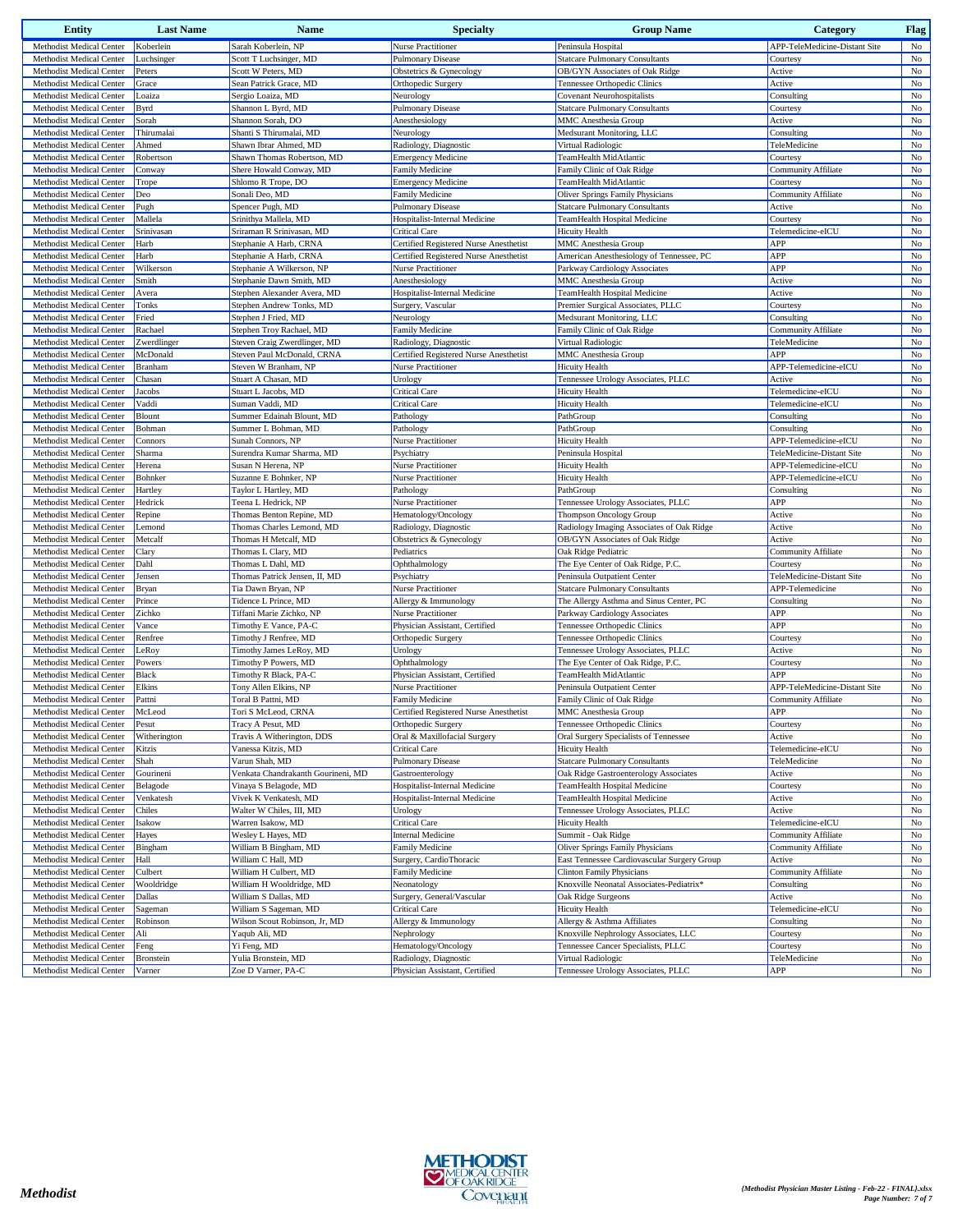| Entity | Last Name | Name | Specialty | Group Name | Category | Flag |
|---|---|---|---|---|---|---|
| Methodist Medical Center | Koberlein | Sarah Koberlein, NP | Nurse Practitioner | Peninsula Hospital | APP-TeleMedicine-Distant Site | No |
| Methodist Medical Center | Luchsinger | Scott T Luchsinger, MD | Pulmonary Disease | Statcare Pulmonary Consultants | Courtesy | No |
| Methodist Medical Center | Peters | Scott W Peters, MD | Obstetrics & Gynecology | OB/GYN Associates of Oak Ridge | Active | No |
| Methodist Medical Center | Grace | Sean Patrick Grace, MD | Orthopedic Surgery | Tennessee Orthopedic Clinics | Active | No |
| Methodist Medical Center | Loaiza | Sergio Loaiza, MD | Neurology | Covenant Neurohospitalists | Consulting | No |
| Methodist Medical Center | Byrd | Shannon L Byrd, MD | Pulmonary Disease | Statcare Pulmonary Consultants | Courtesy | No |
| Methodist Medical Center | Sorah | Shannon Sorah, DO | Anesthesiology | MMC Anesthesia Group | Active | No |
| Methodist Medical Center | Thirumalai | Shanti S Thirumalai, MD | Neurology | Medsurant Monitoring, LLC | Consulting | No |
| Methodist Medical Center | Ahmed | Shawn Ibrar Ahmed, MD | Radiology, Diagnostic | Virtual Radiologic | TeleMedicine | No |
| Methodist Medical Center | Robertson | Shawn Thomas Robertson, MD | Emergency Medicine | TeamHealth MidAtlantic | Courtesy | No |
| Methodist Medical Center | Conway | Shere Howald Conway, MD | Family Medicine | Family Clinic of Oak Ridge | Community Affiliate | No |
| Methodist Medical Center | Trope | Shlomo R Trope, DO | Emergency Medicine | TeamHealth MidAtlantic | Courtesy | No |
| Methodist Medical Center | Deo | Sonali Deo, MD | Family Medicine | Oliver Springs Family Physicians | Community Affiliate | No |
| Methodist Medical Center | Pugh | Spencer Pugh, MD | Pulmonary Disease | Statcare Pulmonary Consultants | Active | No |
| Methodist Medical Center | Mallela | Srinithya Mallela, MD | Hospitalist-Internal Medicine | TeamHealth Hospital Medicine | Courtesy | No |
| Methodist Medical Center | Srinivasan | Sriraman R Srinivasan, MD | Critical Care | Hicuity Health | Telemedicine-eICU | No |
| Methodist Medical Center | Harb | Stephanie A Harb, CRNA | Certified Registered Nurse Anesthetist | MMC Anesthesia Group | APP | No |
| Methodist Medical Center | Harb | Stephanie A Harb, CRNA | Certified Registered Nurse Anesthetist | American Anesthesiology of Tennessee, PC | APP | No |
| Methodist Medical Center | Wilkerson | Stephanie A Wilkerson, NP | Nurse Practitioner | Parkway Cardiology Associates | APP | No |
| Methodist Medical Center | Smith | Stephanie Dawn Smith, MD | Anesthesiology | MMC Anesthesia Group | Active | No |
| Methodist Medical Center | Avera | Stephen Alexander Avera, MD | Hospitalist-Internal Medicine | TeamHealth Hospital Medicine | Active | No |
| Methodist Medical Center | Tonks | Stephen Andrew Tonks, MD | Surgery, Vascular | Premier Surgical Associates, PLLC | Courtesy | No |
| Methodist Medical Center | Fried | Stephen J Fried, MD | Neurology | Medsurant Monitoring, LLC | Consulting | No |
| Methodist Medical Center | Rachael | Stephen Troy Rachael, MD | Family Medicine | Family Clinic of Oak Ridge | Community Affiliate | No |
| Methodist Medical Center | Zwerdlinger | Steven Craig Zwerdlinger, MD | Radiology, Diagnostic | Virtual Radiologic | TeleMedicine | No |
| Methodist Medical Center | McDonald | Steven Paul McDonald, CRNA | Certified Registered Nurse Anesthetist | MMC Anesthesia Group | APP | No |
| Methodist Medical Center | Branham | Steven W Branham, NP | Nurse Practitioner | Hicuity Health | APP-Telemedicine-eICU | No |
| Methodist Medical Center | Chasan | Stuart A Chasan, MD | Urology | Tennessee Urology Associates, PLLC | Active | No |
| Methodist Medical Center | Jacobs | Stuart L Jacobs, MD | Critical Care | Hicuity Health | Telemedicine-eICU | No |
| Methodist Medical Center | Vaddi | Suman Vaddi, MD | Critical Care | Hicuity Health | Telemedicine-eICU | No |
| Methodist Medical Center | Blount | Summer Edainah Blount, MD | Pathology | PathGroup | Consulting | No |
| Methodist Medical Center | Bohman | Summer L Bohman, MD | Pathology | PathGroup | Consulting | No |
| Methodist Medical Center | Connors | Sunah Connors, NP | Nurse Practitioner | Hicuity Health | APP-Telemedicine-eICU | No |
| Methodist Medical Center | Sharma | Surendra Kumar Sharma, MD | Psychiatry | Peninsula Hospital | TeleMedicine-Distant Site | No |
| Methodist Medical Center | Herena | Susan N Herena, NP | Nurse Practitioner | Hicuity Health | APP-Telemedicine-eICU | No |
| Methodist Medical Center | Bohnker | Suzanne E Bohnker, NP | Nurse Practitioner | Hicuity Health | APP-Telemedicine-eICU | No |
| Methodist Medical Center | Hartley | Taylor L Hartley, MD | Pathology | PathGroup | Consulting | No |
| Methodist Medical Center | Hedrick | Teena L Hedrick, NP | Nurse Practitioner | Tennessee Urology Associates, PLLC | APP | No |
| Methodist Medical Center | Repine | Thomas Benton Repine, MD | Hematology/Oncology | Thompson Oncology Group | Active | No |
| Methodist Medical Center | Lemond | Thomas Charles Lemond, MD | Radiology, Diagnostic | Radiology Imaging Associates of Oak Ridge | Active | No |
| Methodist Medical Center | Metcalf | Thomas H Metcalf, MD | Obstetrics & Gynecology | OB/GYN Associates of Oak Ridge | Active | No |
| Methodist Medical Center | Clary | Thomas L Clary, MD | Pediatrics | Oak Ridge Pediatric | Community Affiliate | No |
| Methodist Medical Center | Dahl | Thomas L Dahl, MD | Ophthalmology | The Eye Center of Oak Ridge, P.C. | Courtesy | No |
| Methodist Medical Center | Jensen | Thomas Patrick Jensen, II, MD | Psychiatry | Peninsula Outpatient Center | TeleMedicine-Distant Site | No |
| Methodist Medical Center | Bryan | Tia Dawn Bryan, NP | Nurse Practitioner | Statcare Pulmonary Consultants | APP-Telemedicine | No |
| Methodist Medical Center | Prince | Tidence L Prince, MD | Allergy & Immunology | The Allergy Asthma and Sinus Center, PC | Consulting | No |
| Methodist Medical Center | Zichko | Tiffani Marie Zichko, NP | Nurse Practitioner | Parkway Cardiology Associates | APP | No |
| Methodist Medical Center | Vance | Timothy E Vance, PA-C | Physician Assistant, Certified | Tennessee Orthopedic Clinics | APP | No |
| Methodist Medical Center | Renfree | Timothy J Renfree, MD | Orthopedic Surgery | Tennessee Orthopedic Clinics | Courtesy | No |
| Methodist Medical Center | LeRoy | Timothy James LeRoy, MD | Urology | Tennessee Urology Associates, PLLC | Active | No |
| Methodist Medical Center | Powers | Timothy P Powers, MD | Ophthalmology | The Eye Center of Oak Ridge, P.C. | Courtesy | No |
| Methodist Medical Center | Black | Timothy R Black, PA-C | Physician Assistant, Certified | TeamHealth MidAtlantic | APP | No |
| Methodist Medical Center | Elkins | Tony Allen Elkins, NP | Nurse Practitioner | Peninsula Outpatient Center | APP-TeleMedicine-Distant Site | No |
| Methodist Medical Center | Pattni | Toral B Pattni, MD | Family Medicine | Family Clinic of Oak Ridge | Community Affiliate | No |
| Methodist Medical Center | McLeod | Tori S McLeod, CRNA | Certified Registered Nurse Anesthetist | MMC Anesthesia Group | APP | No |
| Methodist Medical Center | Pesut | Tracy A Pesut, MD | Orthopedic Surgery | Tennessee Orthopedic Clinics | Courtesy | No |
| Methodist Medical Center | Witherington | Travis A Witherington, DDS | Oral & Maxillofacial Surgery | Oral Surgery Specialists of Tennessee | Active | No |
| Methodist Medical Center | Kitzis | Vanessa Kitzis, MD | Critical Care | Hicuity Health | Telemedicine-eICU | No |
| Methodist Medical Center | Shah | Varun Shah, MD | Pulmonary Disease | Statcare Pulmonary Consultants | TeleMedicine | No |
| Methodist Medical Center | Gourineni | Venkata Chandrakanth Gourineni, MD | Gastroenterology | Oak Ridge Gastroenterology Associates | Active | No |
| Methodist Medical Center | Belagode | Vinaya S Belagode, MD | Hospitalist-Internal Medicine | TeamHealth Hospital Medicine | Courtesy | No |
| Methodist Medical Center | Venkatesh | Vivek K Venkatesh, MD | Hospitalist-Internal Medicine | TeamHealth Hospital Medicine | Active | No |
| Methodist Medical Center | Chiles | Walter W Chiles, III, MD | Urology | Tennessee Urology Associates, PLLC | Active | No |
| Methodist Medical Center | Isakow | Warren Isakow, MD | Critical Care | Hicuity Health | Telemedicine-eICU | No |
| Methodist Medical Center | Hayes | Wesley L Hayes, MD | Internal Medicine | Summit - Oak Ridge | Community Affiliate | No |
| Methodist Medical Center | Bingham | William B Bingham, MD | Family Medicine | Oliver Springs Family Physicians | Community Affiliate | No |
| Methodist Medical Center | Hall | William C Hall, MD | Surgery, CardioThoracic | East Tennessee Cardiovascular Surgery Group | Active | No |
| Methodist Medical Center | Culbert | William H Culbert, MD | Family Medicine | Clinton Family Physicians | Community Affiliate | No |
| Methodist Medical Center | Wooldridge | William H Wooldridge, MD | Neonatology | Knoxville Neonatal Associates-Pediatrix* | Consulting | No |
| Methodist Medical Center | Dallas | William S Dallas, MD | Surgery, General/Vascular | Oak Ridge Surgeons | Active | No |
| Methodist Medical Center | Sageman | William S Sageman, MD | Critical Care | Hicuity Health | Telemedicine-eICU | No |
| Methodist Medical Center | Robinson | Wilson Scout Robinson, Jr, MD | Allergy & Immunology | Allergy & Asthma Affiliates | Consulting | No |
| Methodist Medical Center | Ali | Yaqub Ali, MD | Nephrology | Knoxville Nephrology Associates, LLC | Courtesy | No |
| Methodist Medical Center | Feng | Yi Feng, MD | Hematology/Oncology | Tennessee Cancer Specialists, PLLC | Courtesy | No |
| Methodist Medical Center | Bronstein | Yulia Bronstein, MD | Radiology, Diagnostic | Virtual Radiologic | TeleMedicine | No |
| Methodist Medical Center | Varner | Zoe D Varner, PA-C | Physician Assistant, Certified | Tennessee Urology Associates, PLLC | APP | No |